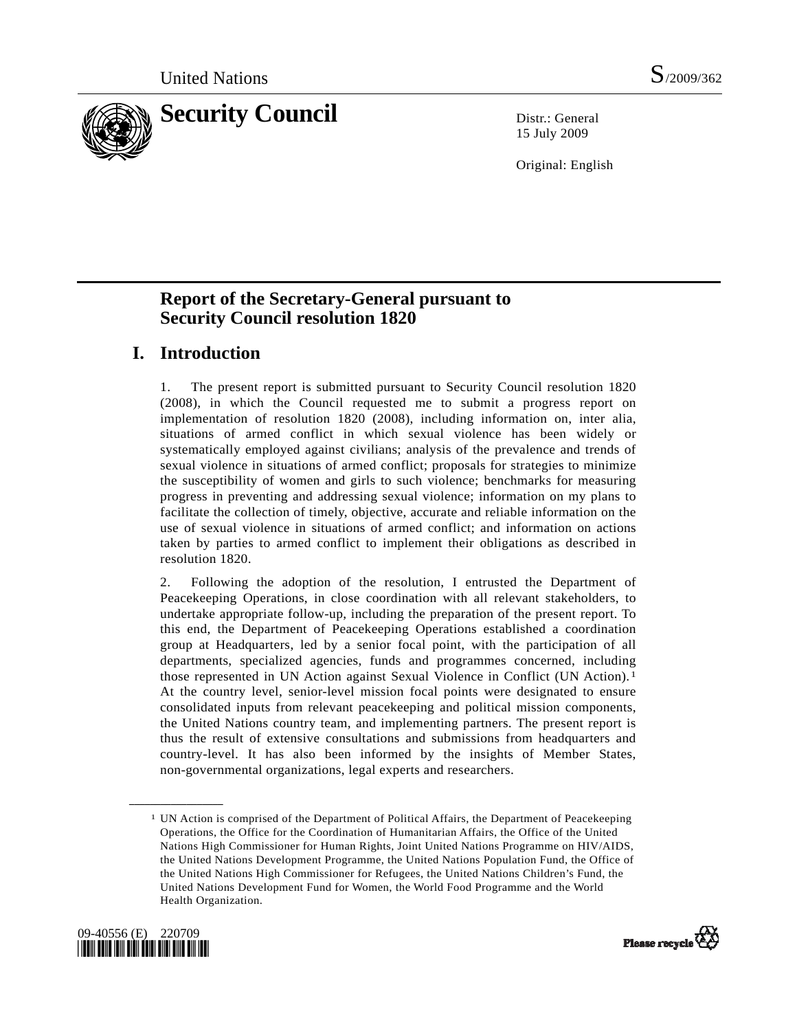United Nations S/2009/362

# Security Council

Distr.: General
15 July 2009

Original: English

## Report of the Secretary-General pursuant to Security Council resolution 1820

## I. Introduction

1. The present report is submitted pursuant to Security Council resolution 1820 (2008), in which the Council requested me to submit a progress report on implementation of resolution 1820 (2008), including information on, inter alia, situations of armed conflict in which sexual violence has been widely or systematically employed against civilians; analysis of the prevalence and trends of sexual violence in situations of armed conflict; proposals for strategies to minimize the susceptibility of women and girls to such violence; benchmarks for measuring progress in preventing and addressing sexual violence; information on my plans to facilitate the collection of timely, objective, accurate and reliable information on the use of sexual violence in situations of armed conflict; and information on actions taken by parties to armed conflict to implement their obligations as described in resolution 1820.

2. Following the adoption of the resolution, I entrusted the Department of Peacekeeping Operations, in close coordination with all relevant stakeholders, to undertake appropriate follow-up, including the preparation of the present report. To this end, the Department of Peacekeeping Operations established a coordination group at Headquarters, led by a senior focal point, with the participation of all departments, specialized agencies, funds and programmes concerned, including those represented in UN Action against Sexual Violence in Conflict (UN Action).[1] At the country level, senior-level mission focal points were designated to ensure consolidated inputs from relevant peacekeeping and political mission components, the United Nations country team, and implementing partners. The present report is thus the result of extensive consultations and submissions from headquarters and country-level. It has also been informed by the insights of Member States, non-governmental organizations, legal experts and researchers.

---

[1] UN Action is comprised of the Department of Political Affairs, the Department of Peacekeeping Operations, the Office for the Coordination of Humanitarian Affairs, the Office of the United Nations High Commissioner for Human Rights, Joint United Nations Programme on HIV/AIDS, the United Nations Development Programme, the United Nations Population Fund, the Office of the United Nations High Commissioner for Refugees, the United Nations Children's Fund, the United Nations Development Fund for Women, the World Food Programme and the World Health Organization.

09-40556 (E) 220709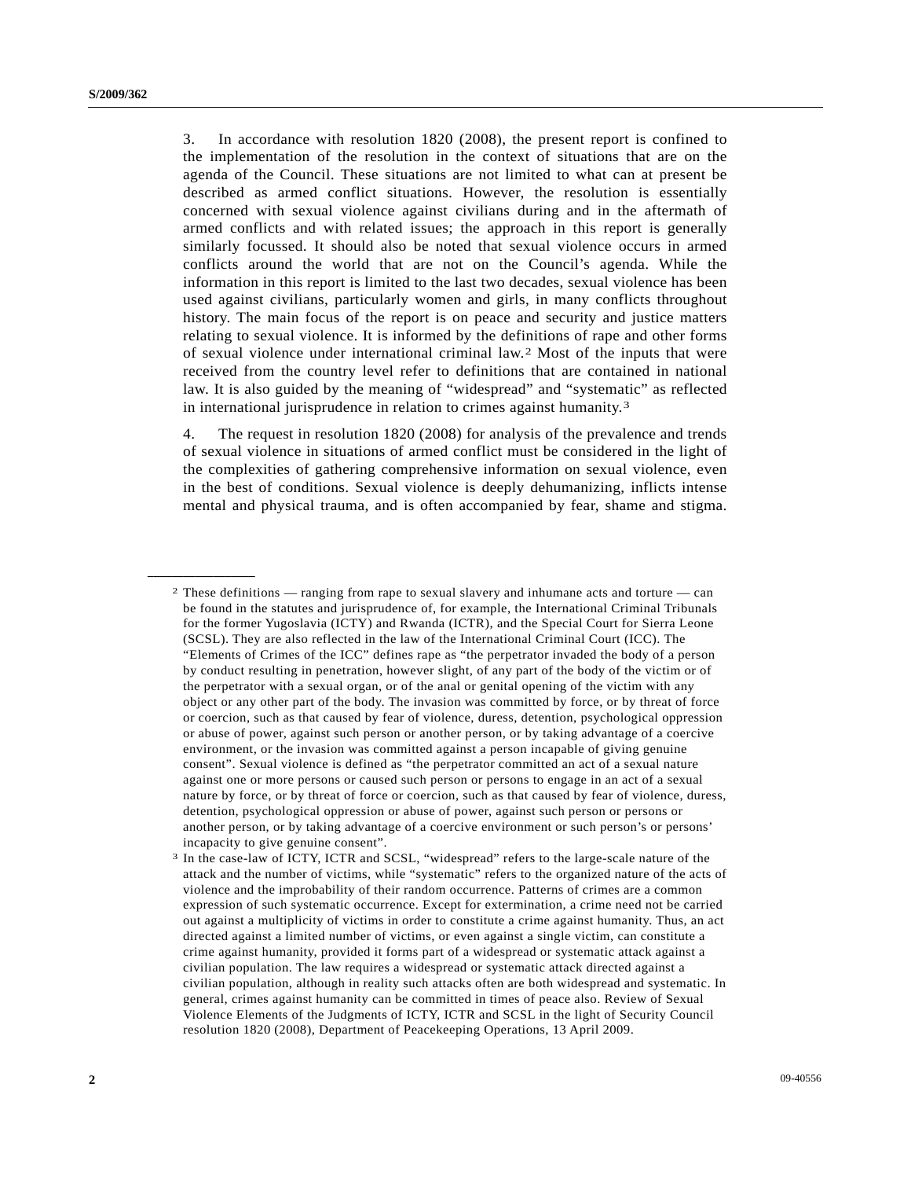3. In accordance with resolution 1820 (2008), the present report is confined to the implementation of the resolution in the context of situations that are on the agenda of the Council. These situations are not limited to what can at present be described as armed conflict situations. However, the resolution is essentially concerned with sexual violence against civilians during and in the aftermath of armed conflicts and with related issues; the approach in this report is generally similarly focussed. It should also be noted that sexual violence occurs in armed conflicts around the world that are not on the Council's agenda. While the information in this report is limited to the last two decades, sexual violence has been used against civilians, particularly women and girls, in many conflicts throughout history. The main focus of the report is on peace and security and justice matters relating to sexual violence. It is informed by the definitions of rape and other forms of sexual violence under international criminal law.[2] Most of the inputs that were received from the country level refer to definitions that are contained in national law. It is also guided by the meaning of "widespread" and "systematic" as reflected in international jurisprudence in relation to crimes against humanity.[3]

4. The request in resolution 1820 (2008) for analysis of the prevalence and trends of sexual violence in situations of armed conflict must be considered in the light of the complexities of gathering comprehensive information on sexual violence, even in the best of conditions. Sexual violence is deeply dehumanizing, inflicts intense mental and physical trauma, and is often accompanied by fear, shame and stigma.

---

[2] These definitions — ranging from rape to sexual slavery and inhumane acts and torture — can be found in the statutes and jurisprudence of, for example, the International Criminal Tribunals for the former Yugoslavia (ICTY) and Rwanda (ICTR), and the Special Court for Sierra Leone (SCSL). They are also reflected in the law of the International Criminal Court (ICC). The "Elements of Crimes of the ICC" defines rape as "the perpetrator invaded the body of a person by conduct resulting in penetration, however slight, of any part of the body of the victim or of the perpetrator with a sexual organ, or of the anal or genital opening of the victim with any object or any other part of the body. The invasion was committed by force, or by threat of force or coercion, such as that caused by fear of violence, duress, detention, psychological oppression or abuse of power, against such person or another person, or by taking advantage of a coercive environment, or the invasion was committed against a person incapable of giving genuine consent". Sexual violence is defined as "the perpetrator committed an act of a sexual nature against one or more persons or caused such person or persons to engage in an act of a sexual nature by force, or by threat of force or coercion, such as that caused by fear of violence, duress, detention, psychological oppression or abuse of power, against such person or persons or another person, or by taking advantage of a coercive environment or such person's or persons' incapacity to give genuine consent".

[3] In the case-law of ICTY, ICTR and SCSL, "widespread" refers to the large-scale nature of the attack and the number of victims, while "systematic" refers to the organized nature of the acts of violence and the improbability of their random occurrence. Patterns of crimes are a common expression of such systematic occurrence. Except for extermination, a crime need not be carried out against a multiplicity of victims in order to constitute a crime against humanity. Thus, an act directed against a limited number of victims, or even against a single victim, can constitute a crime against humanity, provided it forms part of a widespread or systematic attack against a civilian population. The law requires a widespread or systematic attack directed against a civilian population, although in reality such attacks often are both widespread and systematic. In general, crimes against humanity can be committed in times of peace also. Review of Sexual Violence Elements of the Judgments of ICTY, ICTR and SCSL in the light of Security Council resolution 1820 (2008), Department of Peacekeeping Operations, 13 April 2009.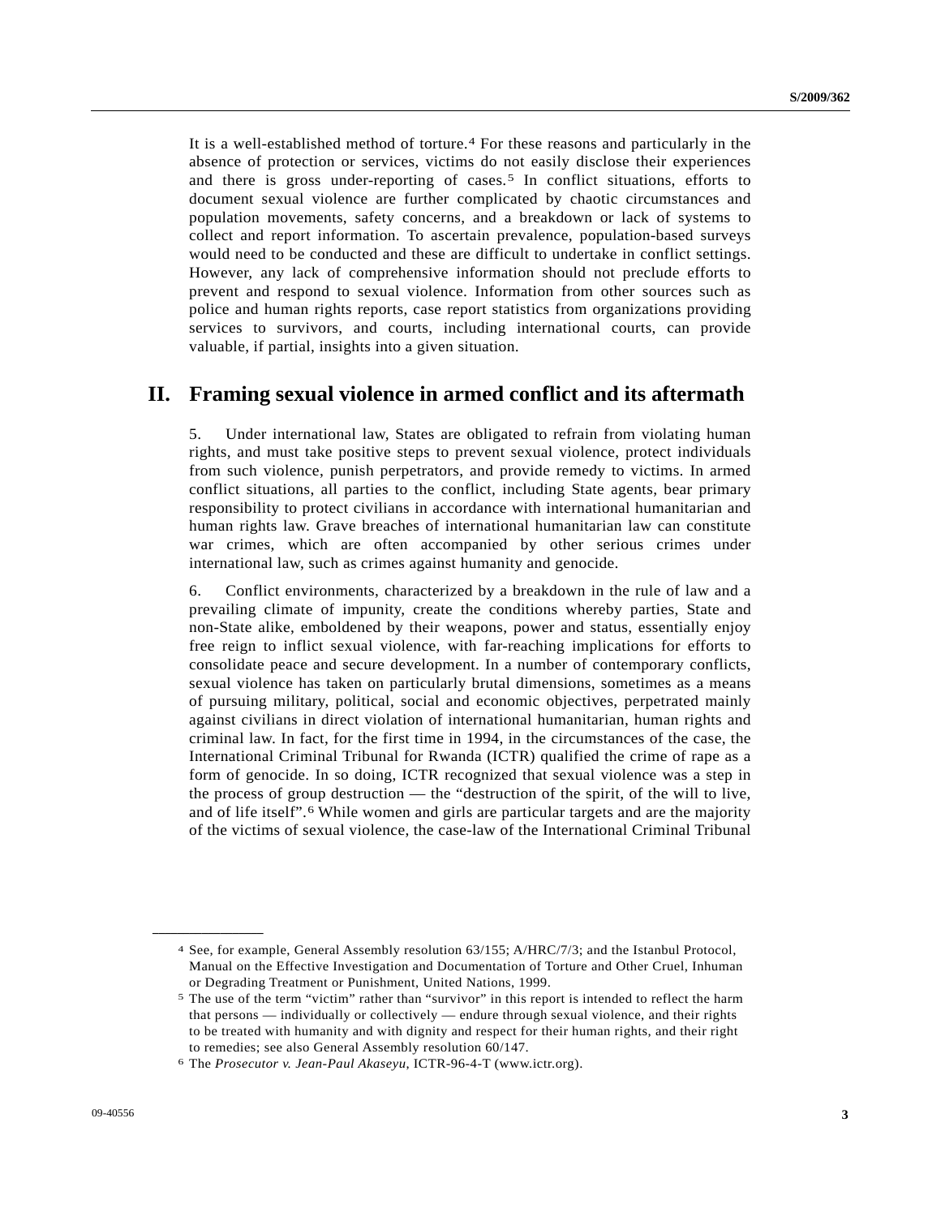It is a well-established method of torture.[4] For these reasons and particularly in the absence of protection or services, victims do not easily disclose their experiences and there is gross under-reporting of cases.[5] In conflict situations, efforts to document sexual violence are further complicated by chaotic circumstances and population movements, safety concerns, and a breakdown or lack of systems to collect and report information. To ascertain prevalence, population-based surveys would need to be conducted and these are difficult to undertake in conflict settings. However, any lack of comprehensive information should not preclude efforts to prevent and respond to sexual violence. Information from other sources such as police and human rights reports, case report statistics from organizations providing services to survivors, and courts, including international courts, can provide valuable, if partial, insights into a given situation.

## II. Framing sexual violence in armed conflict and its aftermath

5. Under international law, States are obligated to refrain from violating human rights, and must take positive steps to prevent sexual violence, protect individuals from such violence, punish perpetrators, and provide remedy to victims. In armed conflict situations, all parties to the conflict, including State agents, bear primary responsibility to protect civilians in accordance with international humanitarian and human rights law. Grave breaches of international humanitarian law can constitute war crimes, which are often accompanied by other serious crimes under international law, such as crimes against humanity and genocide.

6. Conflict environments, characterized by a breakdown in the rule of law and a prevailing climate of impunity, create the conditions whereby parties, State and non-State alike, emboldened by their weapons, power and status, essentially enjoy free reign to inflict sexual violence, with far-reaching implications for efforts to consolidate peace and secure development. In a number of contemporary conflicts, sexual violence has taken on particularly brutal dimensions, sometimes as a means of pursuing military, political, social and economic objectives, perpetrated mainly against civilians in direct violation of international humanitarian, human rights and criminal law. In fact, for the first time in 1994, in the circumstances of the case, the International Criminal Tribunal for Rwanda (ICTR) qualified the crime of rape as a form of genocide. In so doing, ICTR recognized that sexual violence was a step in the process of group destruction — the "destruction of the spirit, of the will to live, and of life itself".[6] While women and girls are particular targets and are the majority of the victims of sexual violence, the case-law of the International Criminal Tribunal

---

[4] See, for example, General Assembly resolution 63/155; A/HRC/7/3; and the Istanbul Protocol, Manual on the Effective Investigation and Documentation of Torture and Other Cruel, Inhuman or Degrading Treatment or Punishment, United Nations, 1999.

[5] The use of the term "victim" rather than "survivor" in this report is intended to reflect the harm that persons — individually or collectively — endure through sexual violence, and their rights to be treated with humanity and with dignity and respect for their human rights, and their right to remedies; see also General Assembly resolution 60/147.

[6] The *Prosecutor v. Jean-Paul Akaseyu*, ICTR-96-4-T (www.ictr.org).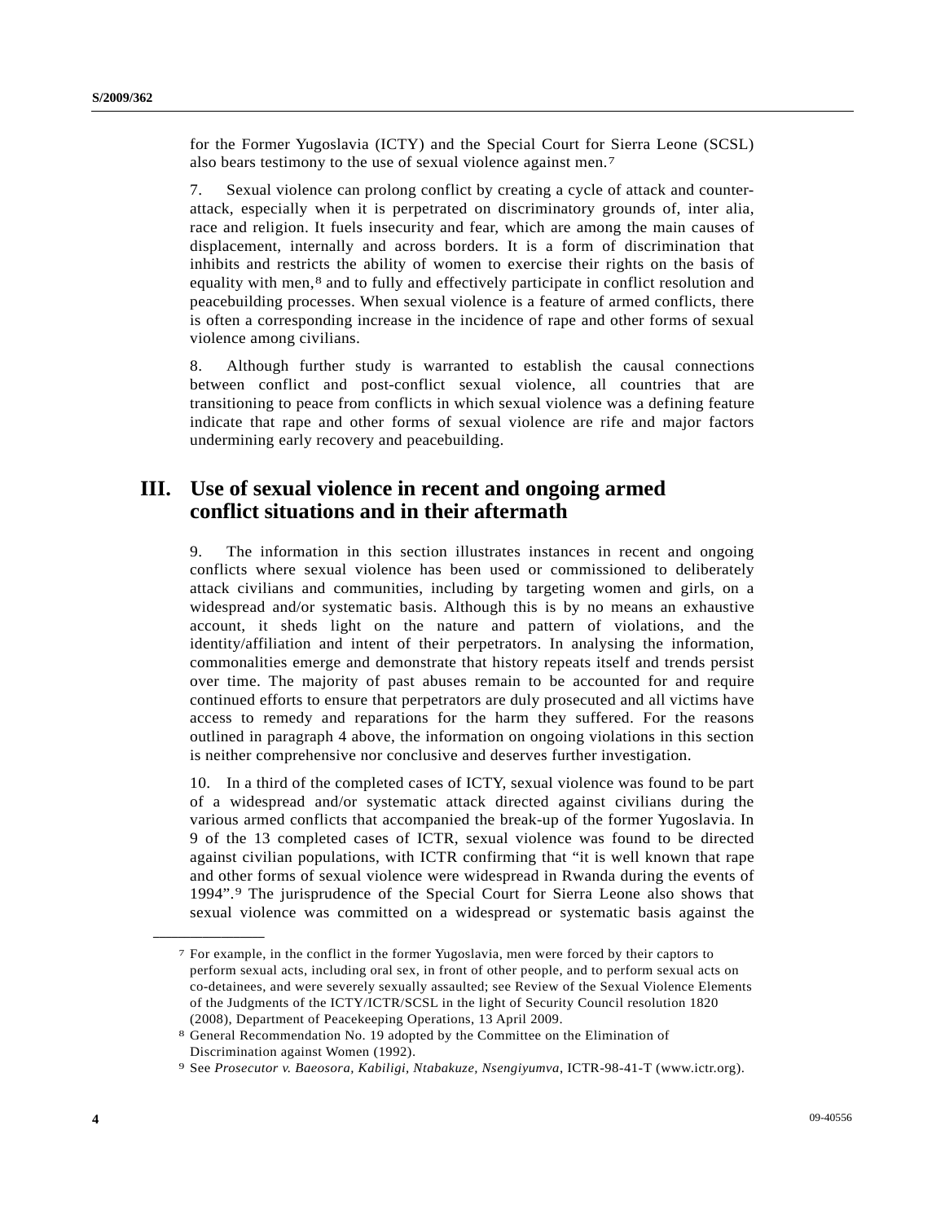for the Former Yugoslavia (ICTY) and the Special Court for Sierra Leone (SCSL) also bears testimony to the use of sexual violence against men.[7]

7. Sexual violence can prolong conflict by creating a cycle of attack and counter-attack, especially when it is perpetrated on discriminatory grounds of, inter alia, race and religion. It fuels insecurity and fear, which are among the main causes of displacement, internally and across borders. It is a form of discrimination that inhibits and restricts the ability of women to exercise their rights on the basis of equality with men,[8] and to fully and effectively participate in conflict resolution and peacebuilding processes. When sexual violence is a feature of armed conflicts, there is often a corresponding increase in the incidence of rape and other forms of sexual violence among civilians.

8. Although further study is warranted to establish the causal connections between conflict and post-conflict sexual violence, all countries that are transitioning to peace from conflicts in which sexual violence was a defining feature indicate that rape and other forms of sexual violence are rife and major factors undermining early recovery and peacebuilding.

## III. Use of sexual violence in recent and ongoing armed conflict situations and in their aftermath

9. The information in this section illustrates instances in recent and ongoing conflicts where sexual violence has been used or commissioned to deliberately attack civilians and communities, including by targeting women and girls, on a widespread and/or systematic basis. Although this is by no means an exhaustive account, it sheds light on the nature and pattern of violations, and the identity/affiliation and intent of their perpetrators. In analysing the information, commonalities emerge and demonstrate that history repeats itself and trends persist over time. The majority of past abuses remain to be accounted for and require continued efforts to ensure that perpetrators are duly prosecuted and all victims have access to remedy and reparations for the harm they suffered. For the reasons outlined in paragraph 4 above, the information on ongoing violations in this section is neither comprehensive nor conclusive and deserves further investigation.

10. In a third of the completed cases of ICTY, sexual violence was found to be part of a widespread and/or systematic attack directed against civilians during the various armed conflicts that accompanied the break-up of the former Yugoslavia. In 9 of the 13 completed cases of ICTR, sexual violence was found to be directed against civilian populations, with ICTR confirming that "it is well known that rape and other forms of sexual violence were widespread in Rwanda during the events of 1994".[9] The jurisprudence of the Special Court for Sierra Leone also shows that sexual violence was committed on a widespread or systematic basis against the

---

[7] For example, in the conflict in the former Yugoslavia, men were forced by their captors to perform sexual acts, including oral sex, in front of other people, and to perform sexual acts on co-detainees, and were severely sexually assaulted; see Review of the Sexual Violence Elements of the Judgments of the ICTY/ICTR/SCSL in the light of Security Council resolution 1820 (2008), Department of Peacekeeping Operations, 13 April 2009.

[8] General Recommendation No. 19 adopted by the Committee on the Elimination of Discrimination against Women (1992).

[9] See *Prosecutor v. Baeosora, Kabiligi, Ntabakuze, Nsengiyumva*, ICTR-98-41-T (www.ictr.org).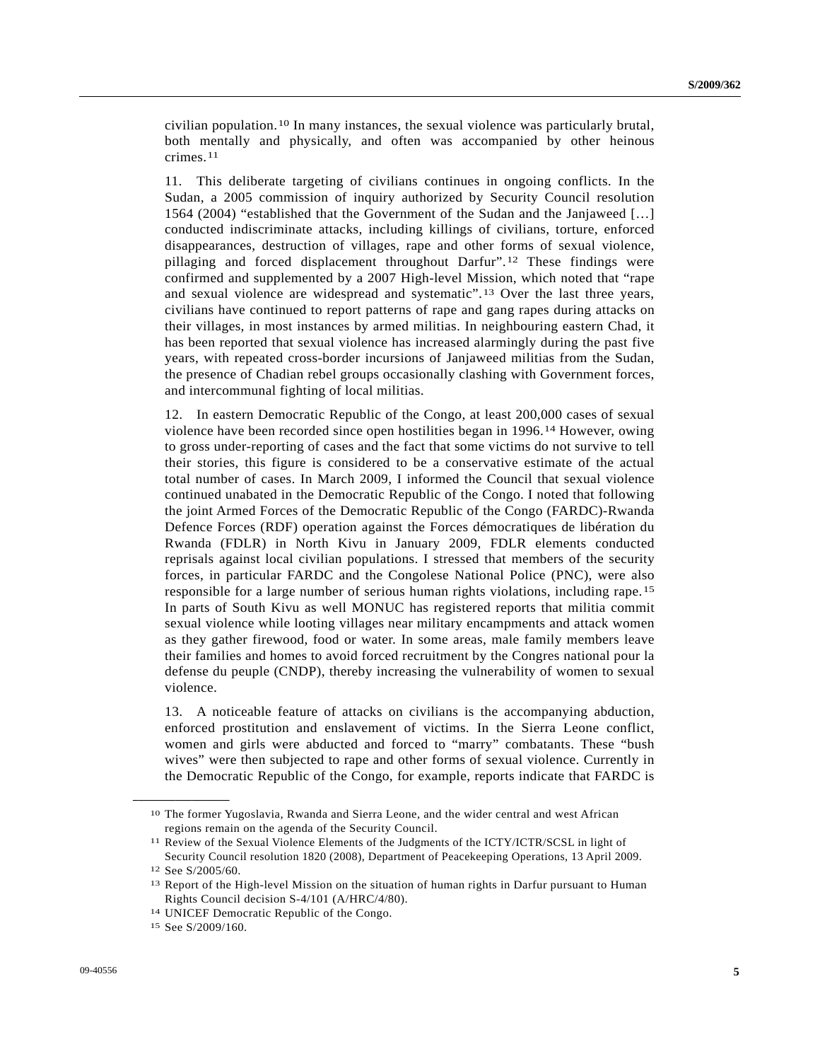civilian population.[10] In many instances, the sexual violence was particularly brutal, both mentally and physically, and often was accompanied by other heinous crimes.[11]

11. This deliberate targeting of civilians continues in ongoing conflicts. In the Sudan, a 2005 commission of inquiry authorized by Security Council resolution 1564 (2004) "established that the Government of the Sudan and the Janjaweed […] conducted indiscriminate attacks, including killings of civilians, torture, enforced disappearances, destruction of villages, rape and other forms of sexual violence, pillaging and forced displacement throughout Darfur".[12] These findings were confirmed and supplemented by a 2007 High-level Mission, which noted that "rape and sexual violence are widespread and systematic".[13] Over the last three years, civilians have continued to report patterns of rape and gang rapes during attacks on their villages, in most instances by armed militias. In neighbouring eastern Chad, it has been reported that sexual violence has increased alarmingly during the past five years, with repeated cross-border incursions of Janjaweed militias from the Sudan, the presence of Chadian rebel groups occasionally clashing with Government forces, and intercommunal fighting of local militias.

12. In eastern Democratic Republic of the Congo, at least 200,000 cases of sexual violence have been recorded since open hostilities began in 1996.[14] However, owing to gross under-reporting of cases and the fact that some victims do not survive to tell their stories, this figure is considered to be a conservative estimate of the actual total number of cases. In March 2009, I informed the Council that sexual violence continued unabated in the Democratic Republic of the Congo. I noted that following the joint Armed Forces of the Democratic Republic of the Congo (FARDC)-Rwanda Defence Forces (RDF) operation against the Forces démocratiques de libération du Rwanda (FDLR) in North Kivu in January 2009, FDLR elements conducted reprisals against local civilian populations. I stressed that members of the security forces, in particular FARDC and the Congolese National Police (PNC), were also responsible for a large number of serious human rights violations, including rape.[15] In parts of South Kivu as well MONUC has registered reports that militia commit sexual violence while looting villages near military encampments and attack women as they gather firewood, food or water. In some areas, male family members leave their families and homes to avoid forced recruitment by the Congres national pour la defense du peuple (CNDP), thereby increasing the vulnerability of women to sexual violence.

13. A noticeable feature of attacks on civilians is the accompanying abduction, enforced prostitution and enslavement of victims. In the Sierra Leone conflict, women and girls were abducted and forced to "marry" combatants. These "bush wives" were then subjected to rape and other forms of sexual violence. Currently in the Democratic Republic of the Congo, for example, reports indicate that FARDC is

---

[10] The former Yugoslavia, Rwanda and Sierra Leone, and the wider central and west African regions remain on the agenda of the Security Council.

[11] Review of the Sexual Violence Elements of the Judgments of the ICTY/ICTR/SCSL in light of Security Council resolution 1820 (2008), Department of Peacekeeping Operations, 13 April 2009.

[12] See S/2005/60.

[13] Report of the High-level Mission on the situation of human rights in Darfur pursuant to Human Rights Council decision S-4/101 (A/HRC/4/80).

[14] UNICEF Democratic Republic of the Congo.

[15] See S/2009/160.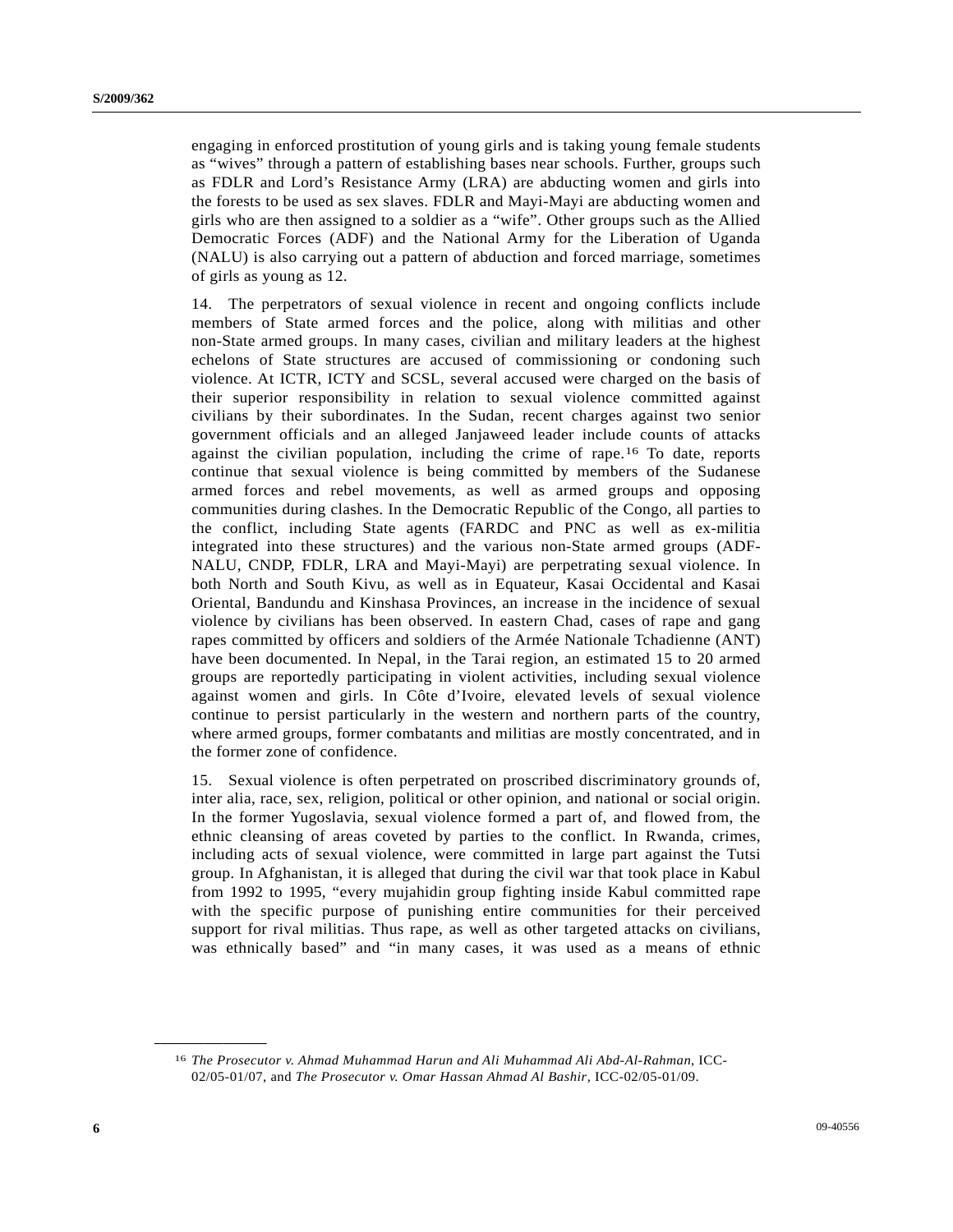engaging in enforced prostitution of young girls and is taking young female students as "wives" through a pattern of establishing bases near schools. Further, groups such as FDLR and Lord's Resistance Army (LRA) are abducting women and girls into the forests to be used as sex slaves. FDLR and Mayi-Mayi are abducting women and girls who are then assigned to a soldier as a "wife". Other groups such as the Allied Democratic Forces (ADF) and the National Army for the Liberation of Uganda (NALU) is also carrying out a pattern of abduction and forced marriage, sometimes of girls as young as 12.

14. The perpetrators of sexual violence in recent and ongoing conflicts include members of State armed forces and the police, along with militias and other non-State armed groups. In many cases, civilian and military leaders at the highest echelons of State structures are accused of commissioning or condoning such violence. At ICTR, ICTY and SCSL, several accused were charged on the basis of their superior responsibility in relation to sexual violence committed against civilians by their subordinates. In the Sudan, recent charges against two senior government officials and an alleged Janjaweed leader include counts of attacks against the civilian population, including the crime of rape.[16] To date, reports continue that sexual violence is being committed by members of the Sudanese armed forces and rebel movements, as well as armed groups and opposing communities during clashes. In the Democratic Republic of the Congo, all parties to the conflict, including State agents (FARDC and PNC as well as ex-militia integrated into these structures) and the various non-State armed groups (ADF-NALU, CNDP, FDLR, LRA and Mayi-Mayi) are perpetrating sexual violence. In both North and South Kivu, as well as in Equateur, Kasai Occidental and Kasai Oriental, Bandundu and Kinshasa Provinces, an increase in the incidence of sexual violence by civilians has been observed. In eastern Chad, cases of rape and gang rapes committed by officers and soldiers of the Armée Nationale Tchadienne (ANT) have been documented. In Nepal, in the Tarai region, an estimated 15 to 20 armed groups are reportedly participating in violent activities, including sexual violence against women and girls. In Côte d'Ivoire, elevated levels of sexual violence continue to persist particularly in the western and northern parts of the country, where armed groups, former combatants and militias are mostly concentrated, and in the former zone of confidence.

15. Sexual violence is often perpetrated on proscribed discriminatory grounds of, inter alia, race, sex, religion, political or other opinion, and national or social origin. In the former Yugoslavia, sexual violence formed a part of, and flowed from, the ethnic cleansing of areas coveted by parties to the conflict. In Rwanda, crimes, including acts of sexual violence, were committed in large part against the Tutsi group. In Afghanistan, it is alleged that during the civil war that took place in Kabul from 1992 to 1995, "every mujahidin group fighting inside Kabul committed rape with the specific purpose of punishing entire communities for their perceived support for rival militias. Thus rape, as well as other targeted attacks on civilians, was ethnically based" and "in many cases, it was used as a means of ethnic

---

[16] *The Prosecutor v. Ahmad Muhammad Harun and Ali Muhammad Ali Abd-Al-Rahman*, ICC-02/05-01/07, and *The Prosecutor v. Omar Hassan Ahmad Al Bashir*, ICC-02/05-01/09.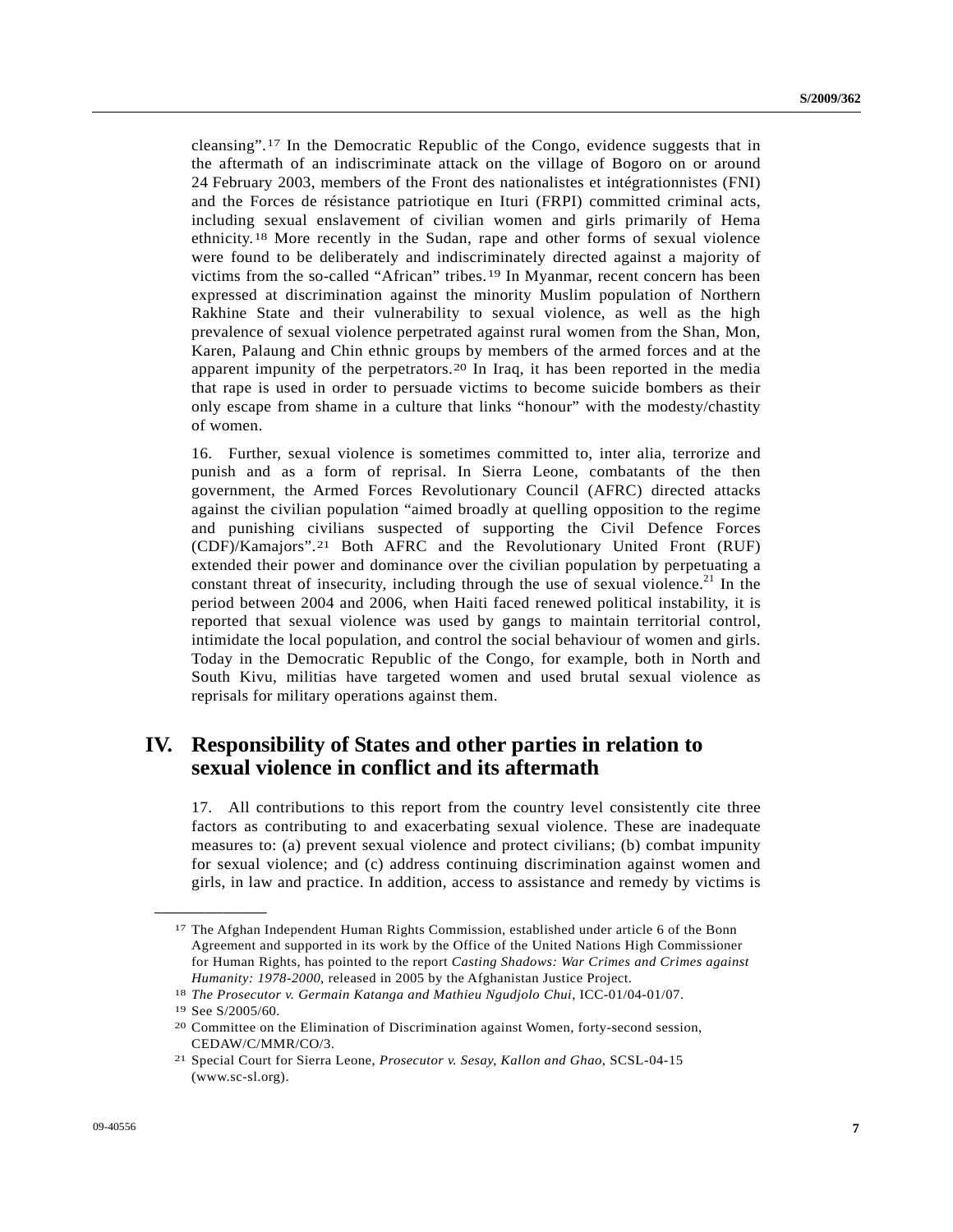cleansing”.[17] In the Democratic Republic of the Congo, evidence suggests that in the aftermath of an indiscriminate attack on the village of Bogoro on or around 24 February 2003, members of the Front des nationalistes et intégrationnistes (FNI) and the Forces de résistance patriotique en Ituri (FRPI) committed criminal acts, including sexual enslavement of civilian women and girls primarily of Hema ethnicity.[18] More recently in the Sudan, rape and other forms of sexual violence were found to be deliberately and indiscriminately directed against a majority of victims from the so-called “African” tribes.[19] In Myanmar, recent concern has been expressed at discrimination against the minority Muslim population of Northern Rakhine State and their vulnerability to sexual violence, as well as the high prevalence of sexual violence perpetrated against rural women from the Shan, Mon, Karen, Palaung and Chin ethnic groups by members of the armed forces and at the apparent impunity of the perpetrators.[20] In Iraq, it has been reported in the media that rape is used in order to persuade victims to become suicide bombers as their only escape from shame in a culture that links “honour” with the modesty/chastity of women.

16. Further, sexual violence is sometimes committed to, inter alia, terrorize and punish and as a form of reprisal. In Sierra Leone, combatants of the then government, the Armed Forces Revolutionary Council (AFRC) directed attacks against the civilian population “aimed broadly at quelling opposition to the regime and punishing civilians suspected of supporting the Civil Defence Forces (CDF)/Kamajors”.[21] Both AFRC and the Revolutionary United Front (RUF) extended their power and dominance over the civilian population by perpetuating a constant threat of insecurity, including through the use of sexual violence.[21] In the period between 2004 and 2006, when Haiti faced renewed political instability, it is reported that sexual violence was used by gangs to maintain territorial control, intimidate the local population, and control the social behaviour of women and girls. Today in the Democratic Republic of the Congo, for example, both in North and South Kivu, militias have targeted women and used brutal sexual violence as reprisals for military operations against them.

## IV. Responsibility of States and other parties in relation to sexual violence in conflict and its aftermath

17. All contributions to this report from the country level consistently cite three factors as contributing to and exacerbating sexual violence. These are inadequate measures to: (a) prevent sexual violence and protect civilians; (b) combat impunity for sexual violence; and (c) address continuing discrimination against women and girls, in law and practice. In addition, access to assistance and remedy by victims is

---

[17] The Afghan Independent Human Rights Commission, established under article 6 of the Bonn Agreement and supported in its work by the Office of the United Nations High Commissioner for Human Rights, has pointed to the report *Casting Shadows: War Crimes and Crimes against Humanity: 1978-2000*, released in 2005 by the Afghanistan Justice Project.

[18] *The Prosecutor v. Germain Katanga and Mathieu Ngudjolo Chui*, ICC-01/04-01/07.

[19] See S/2005/60.

[20] Committee on the Elimination of Discrimination against Women, forty-second session, CEDAW/C/MMR/CO/3.

[21] Special Court for Sierra Leone, *Prosecutor v. Sesay, Kallon and Ghao*, SCSL-04-15 (www.sc-sl.org).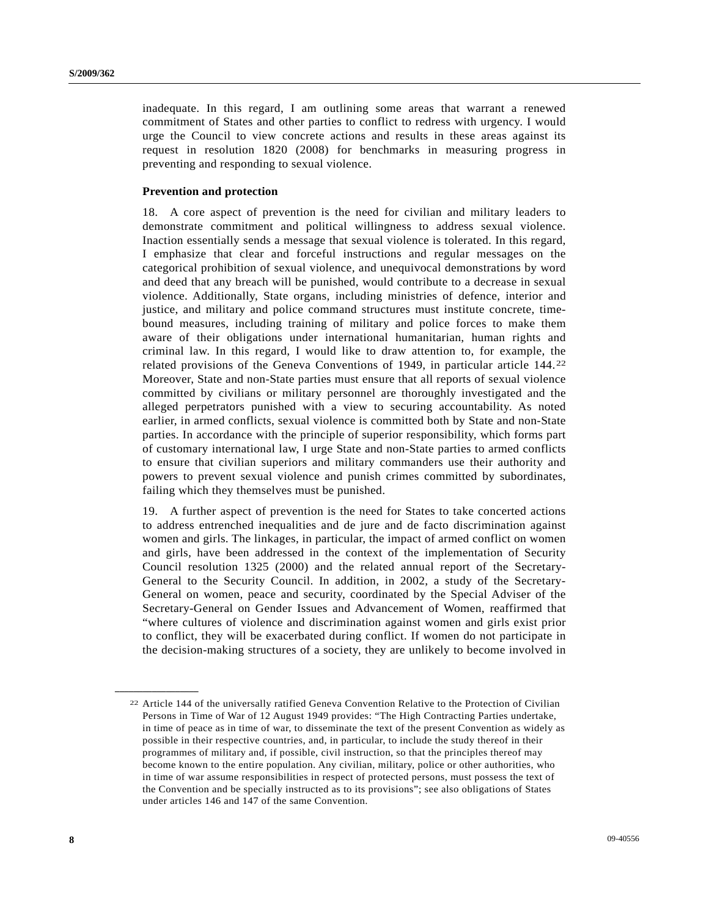inadequate. In this regard, I am outlining some areas that warrant a renewed commitment of States and other parties to conflict to redress with urgency. I would urge the Council to view concrete actions and results in these areas against its request in resolution 1820 (2008) for benchmarks in measuring progress in preventing and responding to sexual violence.

**Prevention and protection**

18. A core aspect of prevention is the need for civilian and military leaders to demonstrate commitment and political willingness to address sexual violence. Inaction essentially sends a message that sexual violence is tolerated. In this regard, I emphasize that clear and forceful instructions and regular messages on the categorical prohibition of sexual violence, and unequivocal demonstrations by word and deed that any breach will be punished, would contribute to a decrease in sexual violence. Additionally, State organs, including ministries of defence, interior and justice, and military and police command structures must institute concrete, time-bound measures, including training of military and police forces to make them aware of their obligations under international humanitarian, human rights and criminal law. In this regard, I would like to draw attention to, for example, the related provisions of the Geneva Conventions of 1949, in particular article 144.[22] Moreover, State and non-State parties must ensure that all reports of sexual violence committed by civilians or military personnel are thoroughly investigated and the alleged perpetrators punished with a view to securing accountability. As noted earlier, in armed conflicts, sexual violence is committed both by State and non-State parties. In accordance with the principle of superior responsibility, which forms part of customary international law, I urge State and non-State parties to armed conflicts to ensure that civilian superiors and military commanders use their authority and powers to prevent sexual violence and punish crimes committed by subordinates, failing which they themselves must be punished.

19. A further aspect of prevention is the need for States to take concerted actions to address entrenched inequalities and de jure and de facto discrimination against women and girls. The linkages, in particular, the impact of armed conflict on women and girls, have been addressed in the context of the implementation of Security Council resolution 1325 (2000) and the related annual report of the Secretary-General to the Security Council. In addition, in 2002, a study of the Secretary-General on women, peace and security, coordinated by the Special Adviser of the Secretary-General on Gender Issues and Advancement of Women, reaffirmed that "where cultures of violence and discrimination against women and girls exist prior to conflict, they will be exacerbated during conflict. If women do not participate in the decision-making structures of a society, they are unlikely to become involved in

---

[22] Article 144 of the universally ratified Geneva Convention Relative to the Protection of Civilian Persons in Time of War of 12 August 1949 provides: "The High Contracting Parties undertake, in time of peace as in time of war, to disseminate the text of the present Convention as widely as possible in their respective countries, and, in particular, to include the study thereof in their programmes of military and, if possible, civil instruction, so that the principles thereof may become known to the entire population. Any civilian, military, police or other authorities, who in time of war assume responsibilities in respect of protected persons, must possess the text of the Convention and be specially instructed as to its provisions"; see also obligations of States under articles 146 and 147 of the same Convention.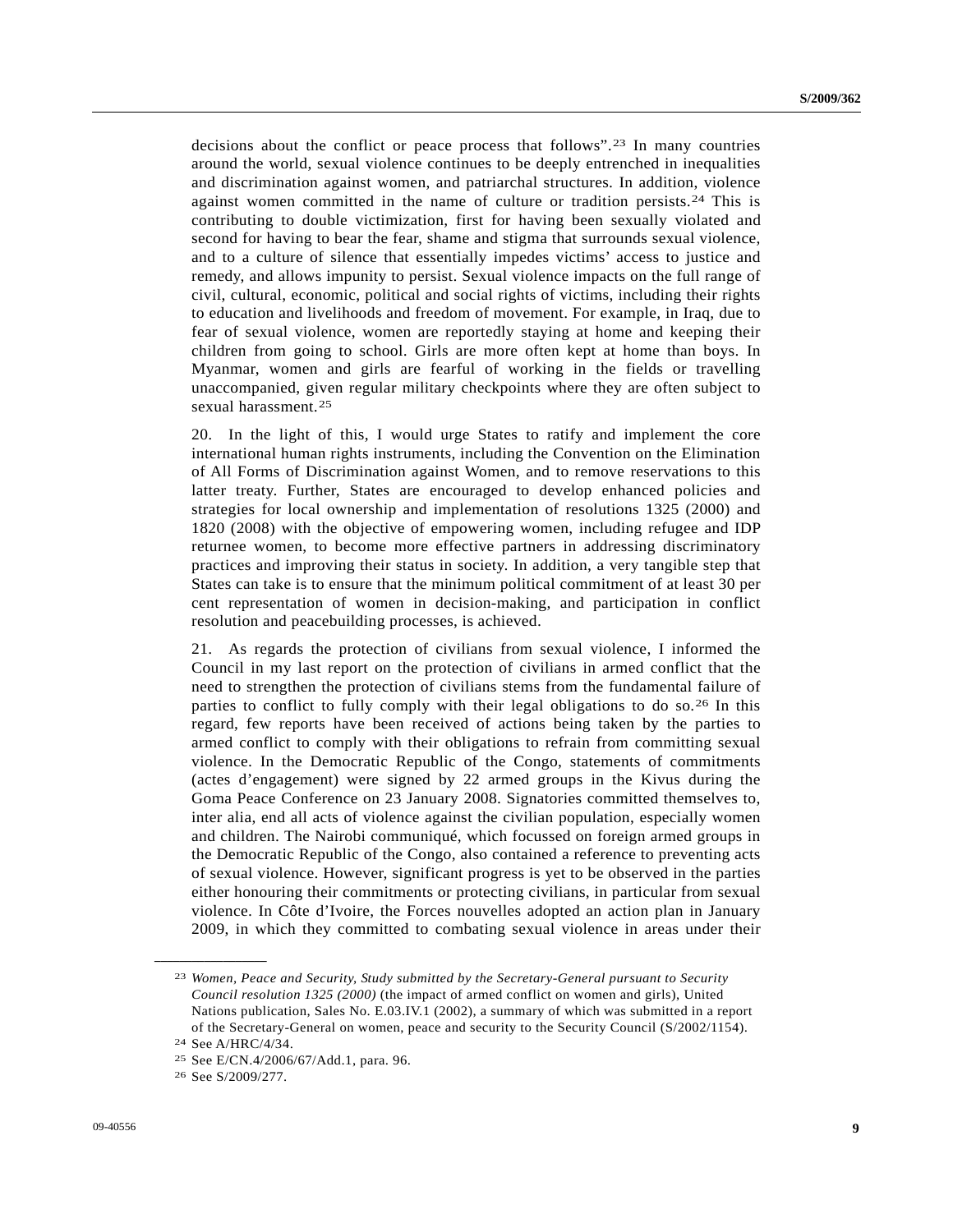decisions about the conflict or peace process that follows".[23] In many countries around the world, sexual violence continues to be deeply entrenched in inequalities and discrimination against women, and patriarchal structures. In addition, violence against women committed in the name of culture or tradition persists.[24] This is contributing to double victimization, first for having been sexually violated and second for having to bear the fear, shame and stigma that surrounds sexual violence, and to a culture of silence that essentially impedes victims' access to justice and remedy, and allows impunity to persist. Sexual violence impacts on the full range of civil, cultural, economic, political and social rights of victims, including their rights to education and livelihoods and freedom of movement. For example, in Iraq, due to fear of sexual violence, women are reportedly staying at home and keeping their children from going to school. Girls are more often kept at home than boys. In Myanmar, women and girls are fearful of working in the fields or travelling unaccompanied, given regular military checkpoints where they are often subject to sexual harassment.[25]

20. In the light of this, I would urge States to ratify and implement the core international human rights instruments, including the Convention on the Elimination of All Forms of Discrimination against Women, and to remove reservations to this latter treaty. Further, States are encouraged to develop enhanced policies and strategies for local ownership and implementation of resolutions 1325 (2000) and 1820 (2008) with the objective of empowering women, including refugee and IDP returnee women, to become more effective partners in addressing discriminatory practices and improving their status in society. In addition, a very tangible step that States can take is to ensure that the minimum political commitment of at least 30 per cent representation of women in decision-making, and participation in conflict resolution and peacebuilding processes, is achieved.

21. As regards the protection of civilians from sexual violence, I informed the Council in my last report on the protection of civilians in armed conflict that the need to strengthen the protection of civilians stems from the fundamental failure of parties to conflict to fully comply with their legal obligations to do so.[26] In this regard, few reports have been received of actions being taken by the parties to armed conflict to comply with their obligations to refrain from committing sexual violence. In the Democratic Republic of the Congo, statements of commitments (actes d'engagement) were signed by 22 armed groups in the Kivus during the Goma Peace Conference on 23 January 2008. Signatories committed themselves to, inter alia, end all acts of violence against the civilian population, especially women and children. The Nairobi communiqué, which focussed on foreign armed groups in the Democratic Republic of the Congo, also contained a reference to preventing acts of sexual violence. However, significant progress is yet to be observed in the parties either honouring their commitments or protecting civilians, in particular from sexual violence. In Côte d'Ivoire, the Forces nouvelles adopted an action plan in January 2009, in which they committed to combating sexual violence in areas under their

---

[23] *Women, Peace and Security, Study submitted by the Secretary-General pursuant to Security Council resolution 1325 (2000)* (the impact of armed conflict on women and girls), United Nations publication, Sales No. E.03.IV.1 (2002), a summary of which was submitted in a report of the Secretary-General on women, peace and security to the Security Council (S/2002/1154).

[24] See A/HRC/4/34.

[25] See E/CN.4/2006/67/Add.1, para. 96.

[26] See S/2009/277.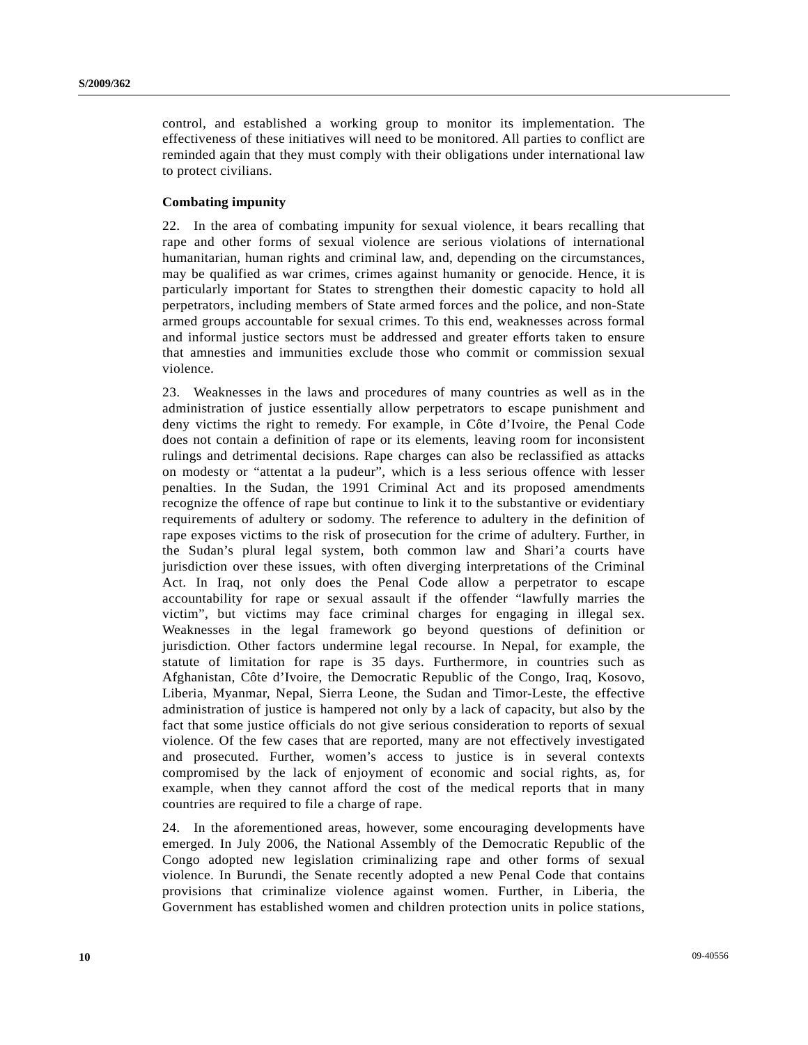control, and established a working group to monitor its implementation. The effectiveness of these initiatives will need to be monitored. All parties to conflict are reminded again that they must comply with their obligations under international law to protect civilians.

**Combating impunity**

22. In the area of combating impunity for sexual violence, it bears recalling that rape and other forms of sexual violence are serious violations of international humanitarian, human rights and criminal law, and, depending on the circumstances, may be qualified as war crimes, crimes against humanity or genocide. Hence, it is particularly important for States to strengthen their domestic capacity to hold all perpetrators, including members of State armed forces and the police, and non-State armed groups accountable for sexual crimes. To this end, weaknesses across formal and informal justice sectors must be addressed and greater efforts taken to ensure that amnesties and immunities exclude those who commit or commission sexual violence.

23. Weaknesses in the laws and procedures of many countries as well as in the administration of justice essentially allow perpetrators to escape punishment and deny victims the right to remedy. For example, in Côte d'Ivoire, the Penal Code does not contain a definition of rape or its elements, leaving room for inconsistent rulings and detrimental decisions. Rape charges can also be reclassified as attacks on modesty or "attentat a la pudeur", which is a less serious offence with lesser penalties. In the Sudan, the 1991 Criminal Act and its proposed amendments recognize the offence of rape but continue to link it to the substantive or evidentiary requirements of adultery or sodomy. The reference to adultery in the definition of rape exposes victims to the risk of prosecution for the crime of adultery. Further, in the Sudan's plural legal system, both common law and Shari'a courts have jurisdiction over these issues, with often diverging interpretations of the Criminal Act. In Iraq, not only does the Penal Code allow a perpetrator to escape accountability for rape or sexual assault if the offender "lawfully marries the victim", but victims may face criminal charges for engaging in illegal sex. Weaknesses in the legal framework go beyond questions of definition or jurisdiction. Other factors undermine legal recourse. In Nepal, for example, the statute of limitation for rape is 35 days. Furthermore, in countries such as Afghanistan, Côte d'Ivoire, the Democratic Republic of the Congo, Iraq, Kosovo, Liberia, Myanmar, Nepal, Sierra Leone, the Sudan and Timor-Leste, the effective administration of justice is hampered not only by a lack of capacity, but also by the fact that some justice officials do not give serious consideration to reports of sexual violence. Of the few cases that are reported, many are not effectively investigated and prosecuted. Further, women's access to justice is in several contexts compromised by the lack of enjoyment of economic and social rights, as, for example, when they cannot afford the cost of the medical reports that in many countries are required to file a charge of rape.

24. In the aforementioned areas, however, some encouraging developments have emerged. In July 2006, the National Assembly of the Democratic Republic of the Congo adopted new legislation criminalizing rape and other forms of sexual violence. In Burundi, the Senate recently adopted a new Penal Code that contains provisions that criminalize violence against women. Further, in Liberia, the Government has established women and children protection units in police stations,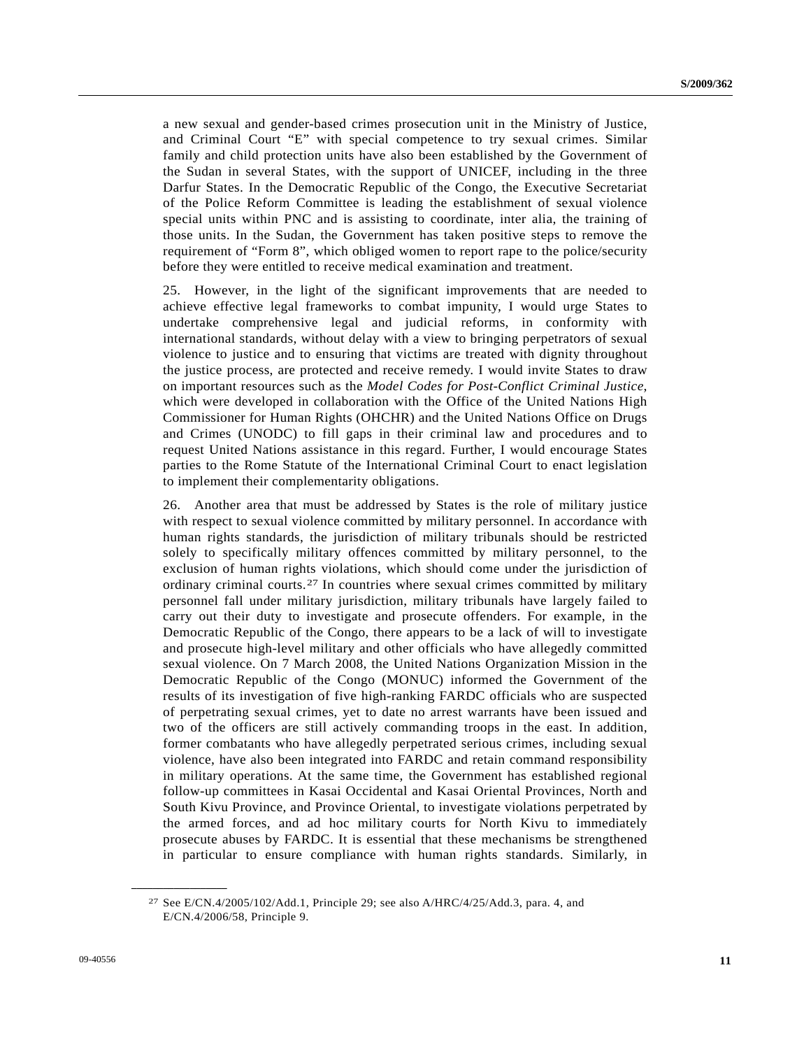a new sexual and gender-based crimes prosecution unit in the Ministry of Justice, and Criminal Court "E" with special competence to try sexual crimes. Similar family and child protection units have also been established by the Government of the Sudan in several States, with the support of UNICEF, including in the three Darfur States. In the Democratic Republic of the Congo, the Executive Secretariat of the Police Reform Committee is leading the establishment of sexual violence special units within PNC and is assisting to coordinate, inter alia, the training of those units. In the Sudan, the Government has taken positive steps to remove the requirement of "Form 8", which obliged women to report rape to the police/security before they were entitled to receive medical examination and treatment.

25. However, in the light of the significant improvements that are needed to achieve effective legal frameworks to combat impunity, I would urge States to undertake comprehensive legal and judicial reforms, in conformity with international standards, without delay with a view to bringing perpetrators of sexual violence to justice and to ensuring that victims are treated with dignity throughout the justice process, are protected and receive remedy. I would invite States to draw on important resources such as the *Model Codes for Post-Conflict Criminal Justice*, which were developed in collaboration with the Office of the United Nations High Commissioner for Human Rights (OHCHR) and the United Nations Office on Drugs and Crimes (UNODC) to fill gaps in their criminal law and procedures and to request United Nations assistance in this regard. Further, I would encourage States parties to the Rome Statute of the International Criminal Court to enact legislation to implement their complementarity obligations.

26. Another area that must be addressed by States is the role of military justice with respect to sexual violence committed by military personnel. In accordance with human rights standards, the jurisdiction of military tribunals should be restricted solely to specifically military offences committed by military personnel, to the exclusion of human rights violations, which should come under the jurisdiction of ordinary criminal courts.[27] In countries where sexual crimes committed by military personnel fall under military jurisdiction, military tribunals have largely failed to carry out their duty to investigate and prosecute offenders. For example, in the Democratic Republic of the Congo, there appears to be a lack of will to investigate and prosecute high-level military and other officials who have allegedly committed sexual violence. On 7 March 2008, the United Nations Organization Mission in the Democratic Republic of the Congo (MONUC) informed the Government of the results of its investigation of five high-ranking FARDC officials who are suspected of perpetrating sexual crimes, yet to date no arrest warrants have been issued and two of the officers are still actively commanding troops in the east. In addition, former combatants who have allegedly perpetrated serious crimes, including sexual violence, have also been integrated into FARDC and retain command responsibility in military operations. At the same time, the Government has established regional follow-up committees in Kasai Occidental and Kasai Oriental Provinces, North and South Kivu Province, and Province Oriental, to investigate violations perpetrated by the armed forces, and ad hoc military courts for North Kivu to immediately prosecute abuses by FARDC. It is essential that these mechanisms be strengthened in particular to ensure compliance with human rights standards. Similarly, in

---

[27] See E/CN.4/2005/102/Add.1, Principle 29; see also A/HRC/4/25/Add.3, para. 4, and E/CN.4/2006/58, Principle 9.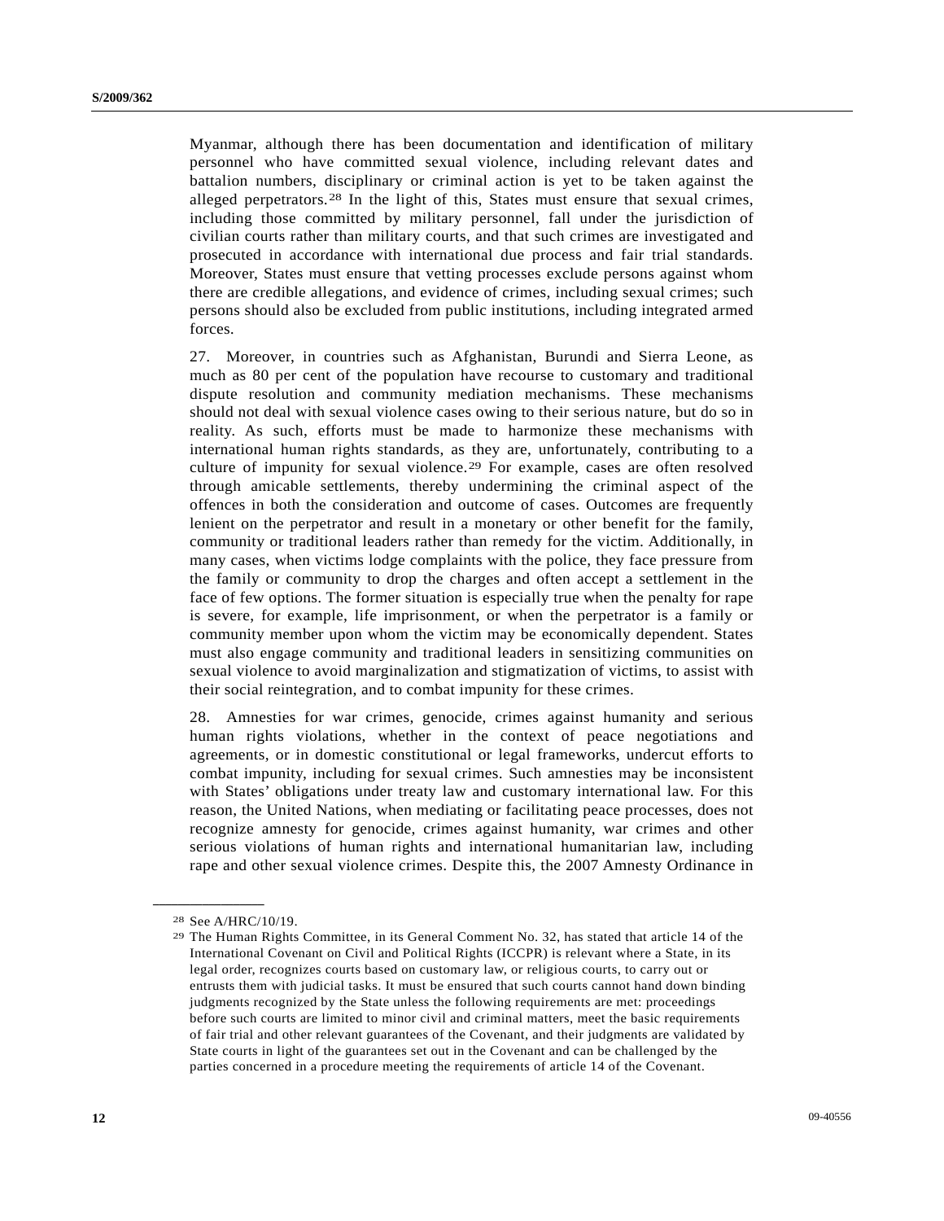Myanmar, although there has been documentation and identification of military personnel who have committed sexual violence, including relevant dates and battalion numbers, disciplinary or criminal action is yet to be taken against the alleged perpetrators.[28] In the light of this, States must ensure that sexual crimes, including those committed by military personnel, fall under the jurisdiction of civilian courts rather than military courts, and that such crimes are investigated and prosecuted in accordance with international due process and fair trial standards. Moreover, States must ensure that vetting processes exclude persons against whom there are credible allegations, and evidence of crimes, including sexual crimes; such persons should also be excluded from public institutions, including integrated armed forces.

27. Moreover, in countries such as Afghanistan, Burundi and Sierra Leone, as much as 80 per cent of the population have recourse to customary and traditional dispute resolution and community mediation mechanisms. These mechanisms should not deal with sexual violence cases owing to their serious nature, but do so in reality. As such, efforts must be made to harmonize these mechanisms with international human rights standards, as they are, unfortunately, contributing to a culture of impunity for sexual violence.[29] For example, cases are often resolved through amicable settlements, thereby undermining the criminal aspect of the offences in both the consideration and outcome of cases. Outcomes are frequently lenient on the perpetrator and result in a monetary or other benefit for the family, community or traditional leaders rather than remedy for the victim. Additionally, in many cases, when victims lodge complaints with the police, they face pressure from the family or community to drop the charges and often accept a settlement in the face of few options. The former situation is especially true when the penalty for rape is severe, for example, life imprisonment, or when the perpetrator is a family or community member upon whom the victim may be economically dependent. States must also engage community and traditional leaders in sensitizing communities on sexual violence to avoid marginalization and stigmatization of victims, to assist with their social reintegration, and to combat impunity for these crimes.

28. Amnesties for war crimes, genocide, crimes against humanity and serious human rights violations, whether in the context of peace negotiations and agreements, or in domestic constitutional or legal frameworks, undercut efforts to combat impunity, including for sexual crimes. Such amnesties may be inconsistent with States' obligations under treaty law and customary international law. For this reason, the United Nations, when mediating or facilitating peace processes, does not recognize amnesty for genocide, crimes against humanity, war crimes and other serious violations of human rights and international humanitarian law, including rape and other sexual violence crimes. Despite this, the 2007 Amnesty Ordinance in

---

[28] See A/HRC/10/19.

[29] The Human Rights Committee, in its General Comment No. 32, has stated that article 14 of the International Covenant on Civil and Political Rights (ICCPR) is relevant where a State, in its legal order, recognizes courts based on customary law, or religious courts, to carry out or entrusts them with judicial tasks. It must be ensured that such courts cannot hand down binding judgments recognized by the State unless the following requirements are met: proceedings before such courts are limited to minor civil and criminal matters, meet the basic requirements of fair trial and other relevant guarantees of the Covenant, and their judgments are validated by State courts in light of the guarantees set out in the Covenant and can be challenged by the parties concerned in a procedure meeting the requirements of article 14 of the Covenant.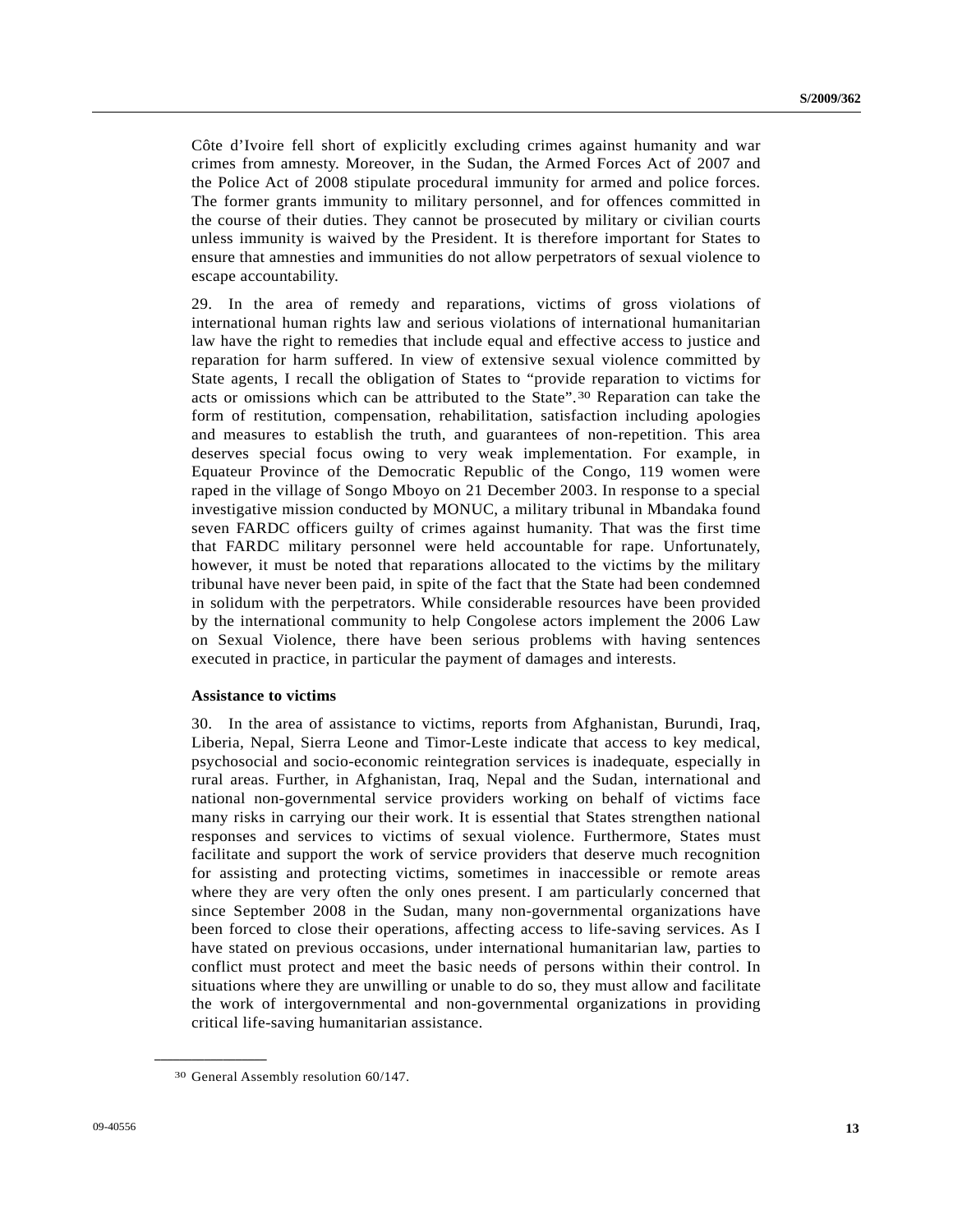Côte d'Ivoire fell short of explicitly excluding crimes against humanity and war crimes from amnesty. Moreover, in the Sudan, the Armed Forces Act of 2007 and the Police Act of 2008 stipulate procedural immunity for armed and police forces. The former grants immunity to military personnel, and for offences committed in the course of their duties. They cannot be prosecuted by military or civilian courts unless immunity is waived by the President. It is therefore important for States to ensure that amnesties and immunities do not allow perpetrators of sexual violence to escape accountability.

29. In the area of remedy and reparations, victims of gross violations of international human rights law and serious violations of international humanitarian law have the right to remedies that include equal and effective access to justice and reparation for harm suffered. In view of extensive sexual violence committed by State agents, I recall the obligation of States to "provide reparation to victims for acts or omissions which can be attributed to the State".[30] Reparation can take the form of restitution, compensation, rehabilitation, satisfaction including apologies and measures to establish the truth, and guarantees of non-repetition. This area deserves special focus owing to very weak implementation. For example, in Equateur Province of the Democratic Republic of the Congo, 119 women were raped in the village of Songo Mboyo on 21 December 2003. In response to a special investigative mission conducted by MONUC, a military tribunal in Mbandaka found seven FARDC officers guilty of crimes against humanity. That was the first time that FARDC military personnel were held accountable for rape. Unfortunately, however, it must be noted that reparations allocated to the victims by the military tribunal have never been paid, in spite of the fact that the State had been condemned in solidum with the perpetrators. While considerable resources have been provided by the international community to help Congolese actors implement the 2006 Law on Sexual Violence, there have been serious problems with having sentences executed in practice, in particular the payment of damages and interests.

**Assistance to victims**

30. In the area of assistance to victims, reports from Afghanistan, Burundi, Iraq, Liberia, Nepal, Sierra Leone and Timor-Leste indicate that access to key medical, psychosocial and socio-economic reintegration services is inadequate, especially in rural areas. Further, in Afghanistan, Iraq, Nepal and the Sudan, international and national non-governmental service providers working on behalf of victims face many risks in carrying our their work. It is essential that States strengthen national responses and services to victims of sexual violence. Furthermore, States must facilitate and support the work of service providers that deserve much recognition for assisting and protecting victims, sometimes in inaccessible or remote areas where they are very often the only ones present. I am particularly concerned that since September 2008 in the Sudan, many non-governmental organizations have been forced to close their operations, affecting access to life-saving services. As I have stated on previous occasions, under international humanitarian law, parties to conflict must protect and meet the basic needs of persons within their control. In situations where they are unwilling or unable to do so, they must allow and facilitate the work of intergovernmental and non-governmental organizations in providing critical life-saving humanitarian assistance.

---

[30] General Assembly resolution 60/147.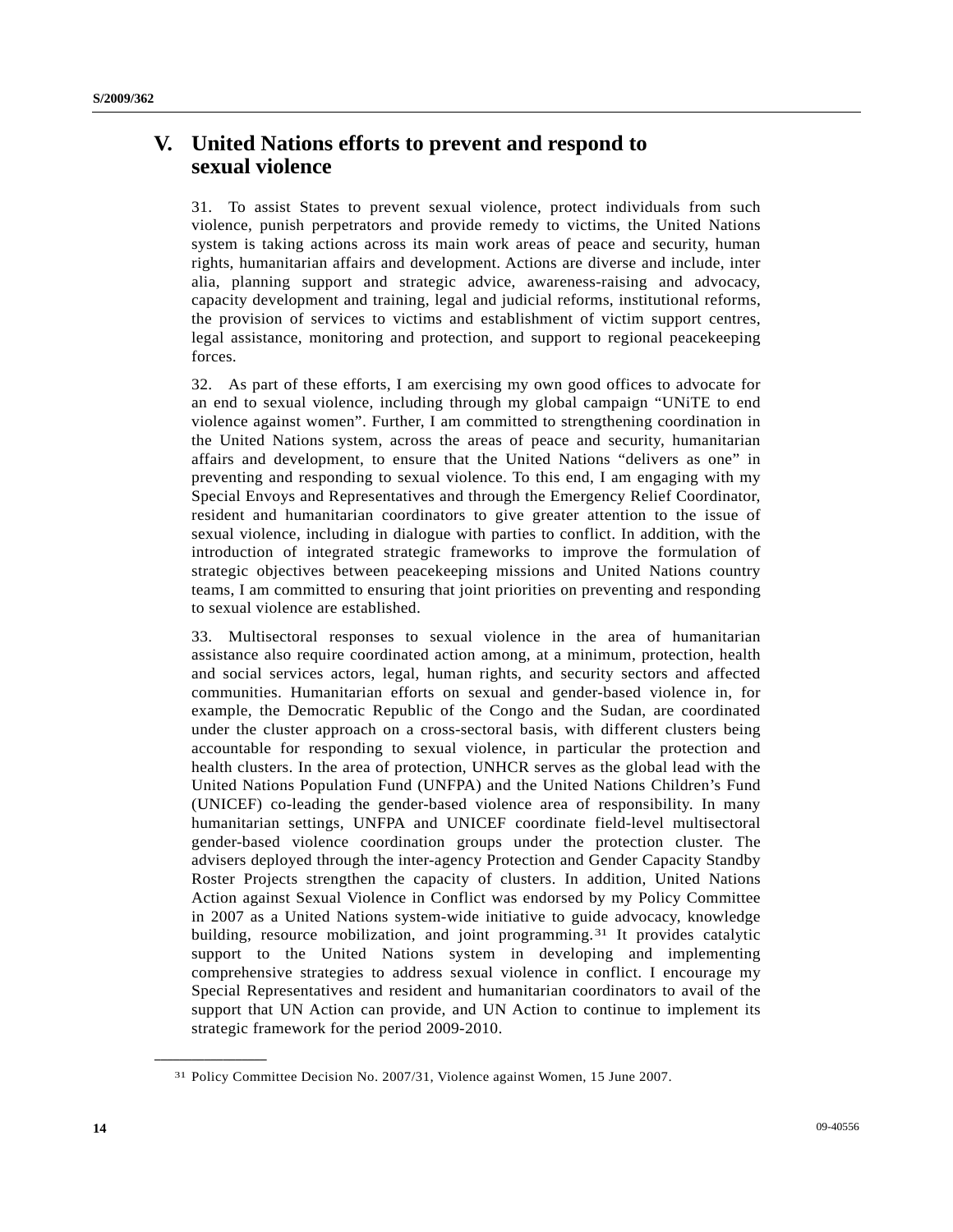## V. United Nations efforts to prevent and respond to sexual violence

31. To assist States to prevent sexual violence, protect individuals from such violence, punish perpetrators and provide remedy to victims, the United Nations system is taking actions across its main work areas of peace and security, human rights, humanitarian affairs and development. Actions are diverse and include, inter alia, planning support and strategic advice, awareness-raising and advocacy, capacity development and training, legal and judicial reforms, institutional reforms, the provision of services to victims and establishment of victim support centres, legal assistance, monitoring and protection, and support to regional peacekeeping forces.

32. As part of these efforts, I am exercising my own good offices to advocate for an end to sexual violence, including through my global campaign "UNiTE to end violence against women". Further, I am committed to strengthening coordination in the United Nations system, across the areas of peace and security, humanitarian affairs and development, to ensure that the United Nations "delivers as one" in preventing and responding to sexual violence. To this end, I am engaging with my Special Envoys and Representatives and through the Emergency Relief Coordinator, resident and humanitarian coordinators to give greater attention to the issue of sexual violence, including in dialogue with parties to conflict. In addition, with the introduction of integrated strategic frameworks to improve the formulation of strategic objectives between peacekeeping missions and United Nations country teams, I am committed to ensuring that joint priorities on preventing and responding to sexual violence are established.

33. Multisectoral responses to sexual violence in the area of humanitarian assistance also require coordinated action among, at a minimum, protection, health and social services actors, legal, human rights, and security sectors and affected communities. Humanitarian efforts on sexual and gender-based violence in, for example, the Democratic Republic of the Congo and the Sudan, are coordinated under the cluster approach on a cross-sectoral basis, with different clusters being accountable for responding to sexual violence, in particular the protection and health clusters. In the area of protection, UNHCR serves as the global lead with the United Nations Population Fund (UNFPA) and the United Nations Children's Fund (UNICEF) co-leading the gender-based violence area of responsibility. In many humanitarian settings, UNFPA and UNICEF coordinate field-level multisectoral gender-based violence coordination groups under the protection cluster. The advisers deployed through the inter-agency Protection and Gender Capacity Standby Roster Projects strengthen the capacity of clusters. In addition, United Nations Action against Sexual Violence in Conflict was endorsed by my Policy Committee in 2007 as a United Nations system-wide initiative to guide advocacy, knowledge building, resource mobilization, and joint programming.[31] It provides catalytic support to the United Nations system in developing and implementing comprehensive strategies to address sexual violence in conflict. I encourage my Special Representatives and resident and humanitarian coordinators to avail of the support that UN Action can provide, and UN Action to continue to implement its strategic framework for the period 2009-2010.

---

[31] Policy Committee Decision No. 2007/31, Violence against Women, 15 June 2007.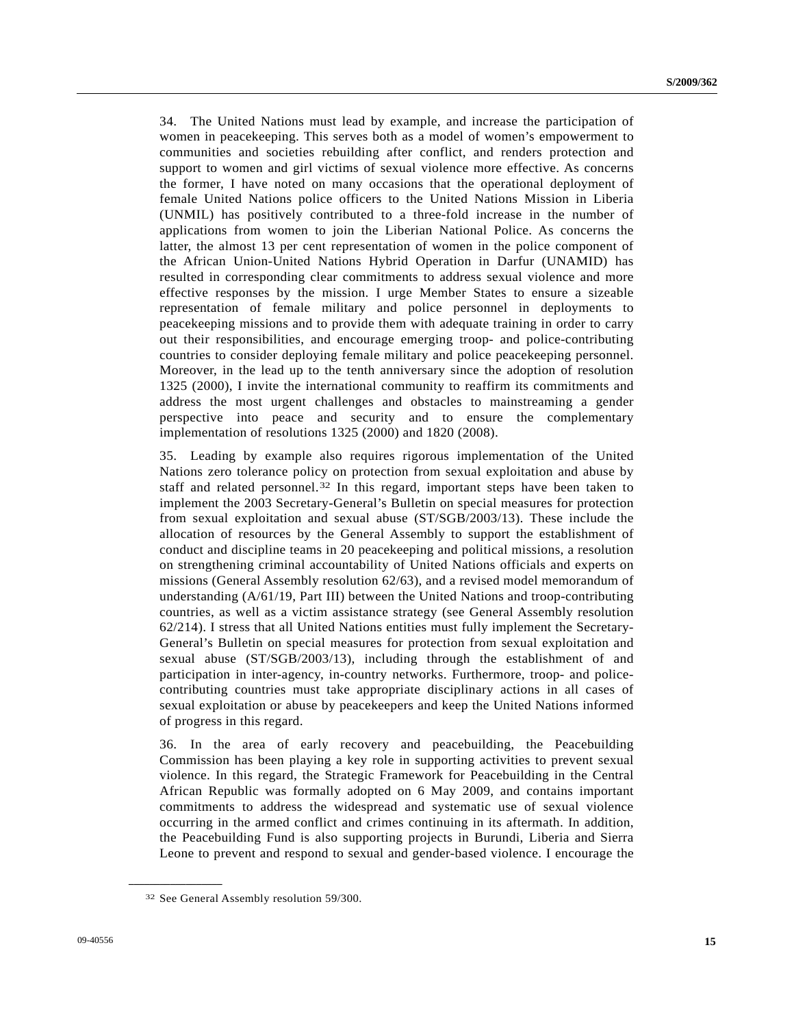34. The United Nations must lead by example, and increase the participation of women in peacekeeping. This serves both as a model of women's empowerment to communities and societies rebuilding after conflict, and renders protection and support to women and girl victims of sexual violence more effective. As concerns the former, I have noted on many occasions that the operational deployment of female United Nations police officers to the United Nations Mission in Liberia (UNMIL) has positively contributed to a three-fold increase in the number of applications from women to join the Liberian National Police. As concerns the latter, the almost 13 per cent representation of women in the police component of the African Union-United Nations Hybrid Operation in Darfur (UNAMID) has resulted in corresponding clear commitments to address sexual violence and more effective responses by the mission. I urge Member States to ensure a sizeable representation of female military and police personnel in deployments to peacekeeping missions and to provide them with adequate training in order to carry out their responsibilities, and encourage emerging troop- and police-contributing countries to consider deploying female military and police peacekeeping personnel. Moreover, in the lead up to the tenth anniversary since the adoption of resolution 1325 (2000), I invite the international community to reaffirm its commitments and address the most urgent challenges and obstacles to mainstreaming a gender perspective into peace and security and to ensure the complementary implementation of resolutions 1325 (2000) and 1820 (2008).

35. Leading by example also requires rigorous implementation of the United Nations zero tolerance policy on protection from sexual exploitation and abuse by staff and related personnel.[32] In this regard, important steps have been taken to implement the 2003 Secretary-General's Bulletin on special measures for protection from sexual exploitation and sexual abuse (ST/SGB/2003/13). These include the allocation of resources by the General Assembly to support the establishment of conduct and discipline teams in 20 peacekeeping and political missions, a resolution on strengthening criminal accountability of United Nations officials and experts on missions (General Assembly resolution 62/63), and a revised model memorandum of understanding (A/61/19, Part III) between the United Nations and troop-contributing countries, as well as a victim assistance strategy (see General Assembly resolution 62/214). I stress that all United Nations entities must fully implement the Secretary-General's Bulletin on special measures for protection from sexual exploitation and sexual abuse (ST/SGB/2003/13), including through the establishment of and participation in inter-agency, in-country networks. Furthermore, troop- and police-contributing countries must take appropriate disciplinary actions in all cases of sexual exploitation or abuse by peacekeepers and keep the United Nations informed of progress in this regard.

36. In the area of early recovery and peacebuilding, the Peacebuilding Commission has been playing a key role in supporting activities to prevent sexual violence. In this regard, the Strategic Framework for Peacebuilding in the Central African Republic was formally adopted on 6 May 2009, and contains important commitments to address the widespread and systematic use of sexual violence occurring in the armed conflict and crimes continuing in its aftermath. In addition, the Peacebuilding Fund is also supporting projects in Burundi, Liberia and Sierra Leone to prevent and respond to sexual and gender-based violence. I encourage the

---

[32] See General Assembly resolution 59/300.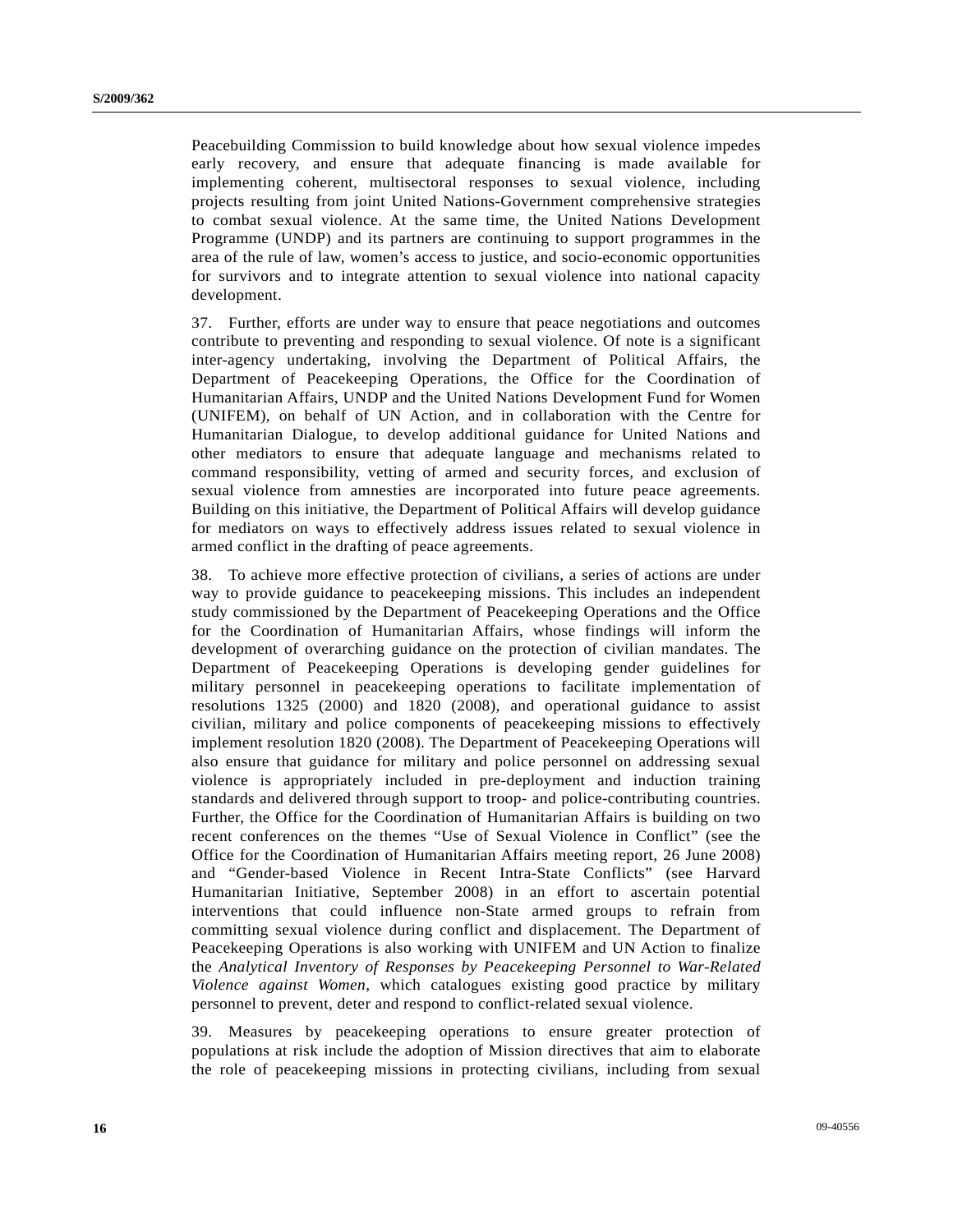Peacebuilding Commission to build knowledge about how sexual violence impedes early recovery, and ensure that adequate financing is made available for implementing coherent, multisectoral responses to sexual violence, including projects resulting from joint United Nations-Government comprehensive strategies to combat sexual violence. At the same time, the United Nations Development Programme (UNDP) and its partners are continuing to support programmes in the area of the rule of law, women's access to justice, and socio-economic opportunities for survivors and to integrate attention to sexual violence into national capacity development.

37. Further, efforts are under way to ensure that peace negotiations and outcomes contribute to preventing and responding to sexual violence. Of note is a significant inter-agency undertaking, involving the Department of Political Affairs, the Department of Peacekeeping Operations, the Office for the Coordination of Humanitarian Affairs, UNDP and the United Nations Development Fund for Women (UNIFEM), on behalf of UN Action, and in collaboration with the Centre for Humanitarian Dialogue, to develop additional guidance for United Nations and other mediators to ensure that adequate language and mechanisms related to command responsibility, vetting of armed and security forces, and exclusion of sexual violence from amnesties are incorporated into future peace agreements. Building on this initiative, the Department of Political Affairs will develop guidance for mediators on ways to effectively address issues related to sexual violence in armed conflict in the drafting of peace agreements.

38. To achieve more effective protection of civilians, a series of actions are under way to provide guidance to peacekeeping missions. This includes an independent study commissioned by the Department of Peacekeeping Operations and the Office for the Coordination of Humanitarian Affairs, whose findings will inform the development of overarching guidance on the protection of civilian mandates. The Department of Peacekeeping Operations is developing gender guidelines for military personnel in peacekeeping operations to facilitate implementation of resolutions 1325 (2000) and 1820 (2008), and operational guidance to assist civilian, military and police components of peacekeeping missions to effectively implement resolution 1820 (2008). The Department of Peacekeeping Operations will also ensure that guidance for military and police personnel on addressing sexual violence is appropriately included in pre-deployment and induction training standards and delivered through support to troop- and police-contributing countries. Further, the Office for the Coordination of Humanitarian Affairs is building on two recent conferences on the themes "Use of Sexual Violence in Conflict" (see the Office for the Coordination of Humanitarian Affairs meeting report, 26 June 2008) and "Gender-based Violence in Recent Intra-State Conflicts" (see Harvard Humanitarian Initiative, September 2008) in an effort to ascertain potential interventions that could influence non-State armed groups to refrain from committing sexual violence during conflict and displacement. The Department of Peacekeeping Operations is also working with UNIFEM and UN Action to finalize the *Analytical Inventory of Responses by Peacekeeping Personnel to War-Related Violence against Women*, which catalogues existing good practice by military personnel to prevent, deter and respond to conflict-related sexual violence.

39. Measures by peacekeeping operations to ensure greater protection of populations at risk include the adoption of Mission directives that aim to elaborate the role of peacekeeping missions in protecting civilians, including from sexual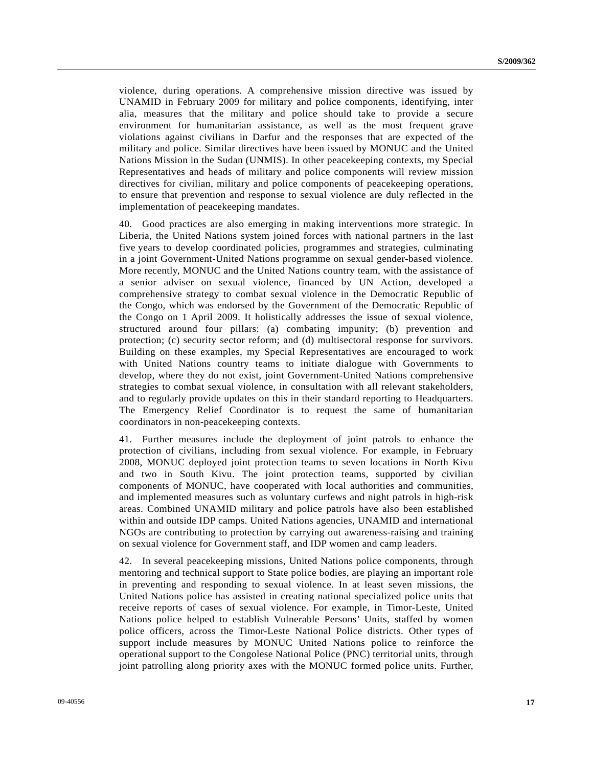violence, during operations. A comprehensive mission directive was issued by UNAMID in February 2009 for military and police components, identifying, inter alia, measures that the military and police should take to provide a secure environment for humanitarian assistance, as well as the most frequent grave violations against civilians in Darfur and the responses that are expected of the military and police. Similar directives have been issued by MONUC and the United Nations Mission in the Sudan (UNMIS). In other peacekeeping contexts, my Special Representatives and heads of military and police components will review mission directives for civilian, military and police components of peacekeeping operations, to ensure that prevention and response to sexual violence are duly reflected in the implementation of peacekeeping mandates.

40. Good practices are also emerging in making interventions more strategic. In Liberia, the United Nations system joined forces with national partners in the last five years to develop coordinated policies, programmes and strategies, culminating in a joint Government-United Nations programme on sexual gender-based violence. More recently, MONUC and the United Nations country team, with the assistance of a senior adviser on sexual violence, financed by UN Action, developed a comprehensive strategy to combat sexual violence in the Democratic Republic of the Congo, which was endorsed by the Government of the Democratic Republic of the Congo on 1 April 2009. It holistically addresses the issue of sexual violence, structured around four pillars: (a) combating impunity; (b) prevention and protection; (c) security sector reform; and (d) multisectoral response for survivors. Building on these examples, my Special Representatives are encouraged to work with United Nations country teams to initiate dialogue with Governments to develop, where they do not exist, joint Government-United Nations comprehensive strategies to combat sexual violence, in consultation with all relevant stakeholders, and to regularly provide updates on this in their standard reporting to Headquarters. The Emergency Relief Coordinator is to request the same of humanitarian coordinators in non-peacekeeping contexts.

41. Further measures include the deployment of joint patrols to enhance the protection of civilians, including from sexual violence. For example, in February 2008, MONUC deployed joint protection teams to seven locations in North Kivu and two in South Kivu. The joint protection teams, supported by civilian components of MONUC, have cooperated with local authorities and communities, and implemented measures such as voluntary curfews and night patrols in high-risk areas. Combined UNAMID military and police patrols have also been established within and outside IDP camps. United Nations agencies, UNAMID and international NGOs are contributing to protection by carrying out awareness-raising and training on sexual violence for Government staff, and IDP women and camp leaders.

42. In several peacekeeping missions, United Nations police components, through mentoring and technical support to State police bodies, are playing an important role in preventing and responding to sexual violence. In at least seven missions, the United Nations police has assisted in creating national specialized police units that receive reports of cases of sexual violence. For example, in Timor-Leste, United Nations police helped to establish Vulnerable Persons' Units, staffed by women police officers, across the Timor-Leste National Police districts. Other types of support include measures by MONUC United Nations police to reinforce the operational support to the Congolese National Police (PNC) territorial units, through joint patrolling along priority axes with the MONUC formed police units. Further,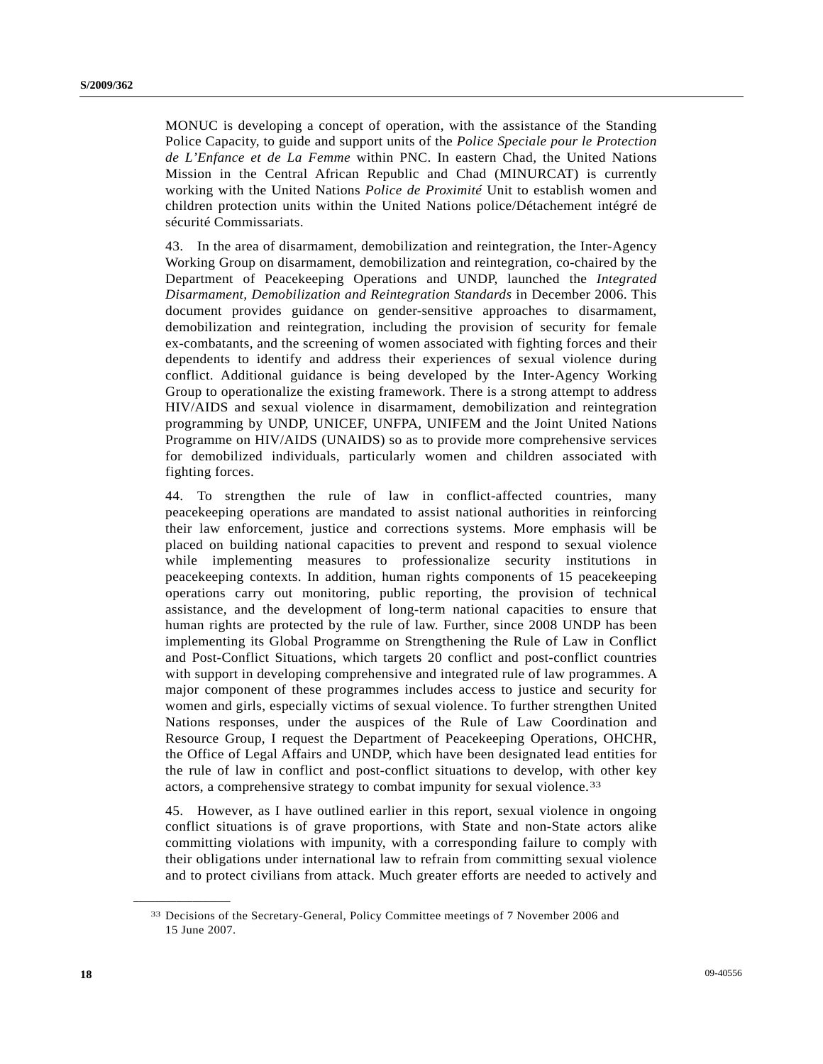MONUC is developing a concept of operation, with the assistance of the Standing Police Capacity, to guide and support units of the *Police Speciale pour le Protection de L'Enfance et de La Femme* within PNC. In eastern Chad, the United Nations Mission in the Central African Republic and Chad (MINURCAT) is currently working with the United Nations *Police de Proximité* Unit to establish women and children protection units within the United Nations police/Détachement intégré de sécurité Commissariats.

43. In the area of disarmament, demobilization and reintegration, the Inter-Agency Working Group on disarmament, demobilization and reintegration, co-chaired by the Department of Peacekeeping Operations and UNDP, launched the *Integrated Disarmament, Demobilization and Reintegration Standards* in December 2006. This document provides guidance on gender-sensitive approaches to disarmament, demobilization and reintegration, including the provision of security for female ex-combatants, and the screening of women associated with fighting forces and their dependents to identify and address their experiences of sexual violence during conflict. Additional guidance is being developed by the Inter-Agency Working Group to operationalize the existing framework. There is a strong attempt to address HIV/AIDS and sexual violence in disarmament, demobilization and reintegration programming by UNDP, UNICEF, UNFPA, UNIFEM and the Joint United Nations Programme on HIV/AIDS (UNAIDS) so as to provide more comprehensive services for demobilized individuals, particularly women and children associated with fighting forces.

44. To strengthen the rule of law in conflict-affected countries, many peacekeeping operations are mandated to assist national authorities in reinforcing their law enforcement, justice and corrections systems. More emphasis will be placed on building national capacities to prevent and respond to sexual violence while implementing measures to professionalize security institutions in peacekeeping contexts. In addition, human rights components of 15 peacekeeping operations carry out monitoring, public reporting, the provision of technical assistance, and the development of long-term national capacities to ensure that human rights are protected by the rule of law. Further, since 2008 UNDP has been implementing its Global Programme on Strengthening the Rule of Law in Conflict and Post-Conflict Situations, which targets 20 conflict and post-conflict countries with support in developing comprehensive and integrated rule of law programmes. A major component of these programmes includes access to justice and security for women and girls, especially victims of sexual violence. To further strengthen United Nations responses, under the auspices of the Rule of Law Coordination and Resource Group, I request the Department of Peacekeeping Operations, OHCHR, the Office of Legal Affairs and UNDP, which have been designated lead entities for the rule of law in conflict and post-conflict situations to develop, with other key actors, a comprehensive strategy to combat impunity for sexual violence.[33]

45. However, as I have outlined earlier in this report, sexual violence in ongoing conflict situations is of grave proportions, with State and non-State actors alike committing violations with impunity, with a corresponding failure to comply with their obligations under international law to refrain from committing sexual violence and to protect civilians from attack. Much greater efforts are needed to actively and

---

[33] Decisions of the Secretary-General, Policy Committee meetings of 7 November 2006 and 15 June 2007.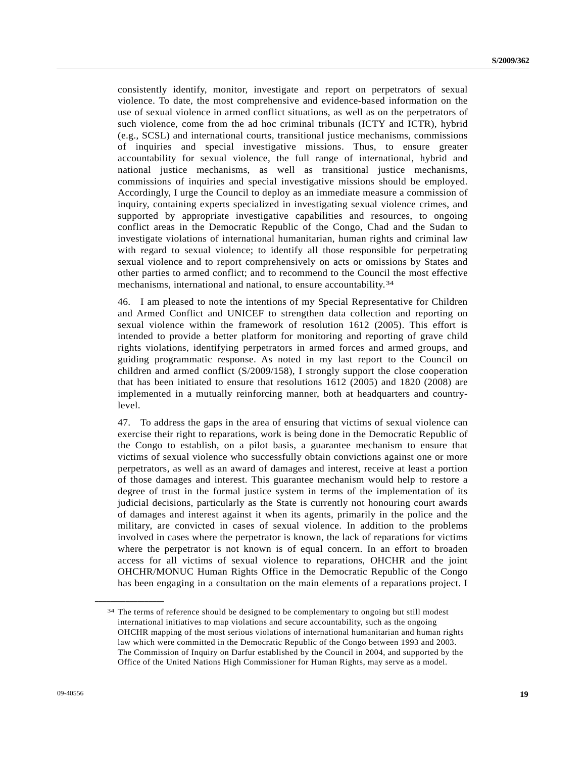consistently identify, monitor, investigate and report on perpetrators of sexual violence. To date, the most comprehensive and evidence-based information on the use of sexual violence in armed conflict situations, as well as on the perpetrators of such violence, come from the ad hoc criminal tribunals (ICTY and ICTR), hybrid (e.g., SCSL) and international courts, transitional justice mechanisms, commissions of inquiries and special investigative missions. Thus, to ensure greater accountability for sexual violence, the full range of international, hybrid and national justice mechanisms, as well as transitional justice mechanisms, commissions of inquiries and special investigative missions should be employed. Accordingly, I urge the Council to deploy as an immediate measure a commission of inquiry, containing experts specialized in investigating sexual violence crimes, and supported by appropriate investigative capabilities and resources, to ongoing conflict areas in the Democratic Republic of the Congo, Chad and the Sudan to investigate violations of international humanitarian, human rights and criminal law with regard to sexual violence; to identify all those responsible for perpetrating sexual violence and to report comprehensively on acts or omissions by States and other parties to armed conflict; and to recommend to the Council the most effective mechanisms, international and national, to ensure accountability.[34]

46. I am pleased to note the intentions of my Special Representative for Children and Armed Conflict and UNICEF to strengthen data collection and reporting on sexual violence within the framework of resolution 1612 (2005). This effort is intended to provide a better platform for monitoring and reporting of grave child rights violations, identifying perpetrators in armed forces and armed groups, and guiding programmatic response. As noted in my last report to the Council on children and armed conflict (S/2009/158), I strongly support the close cooperation that has been initiated to ensure that resolutions 1612 (2005) and 1820 (2008) are implemented in a mutually reinforcing manner, both at headquarters and country-level.

47. To address the gaps in the area of ensuring that victims of sexual violence can exercise their right to reparations, work is being done in the Democratic Republic of the Congo to establish, on a pilot basis, a guarantee mechanism to ensure that victims of sexual violence who successfully obtain convictions against one or more perpetrators, as well as an award of damages and interest, receive at least a portion of those damages and interest. This guarantee mechanism would help to restore a degree of trust in the formal justice system in terms of the implementation of its judicial decisions, particularly as the State is currently not honouring court awards of damages and interest against it when its agents, primarily in the police and the military, are convicted in cases of sexual violence. In addition to the problems involved in cases where the perpetrator is known, the lack of reparations for victims where the perpetrator is not known is of equal concern. In an effort to broaden access for all victims of sexual violence to reparations, OHCHR and the joint OHCHR/MONUC Human Rights Office in the Democratic Republic of the Congo has been engaging in a consultation on the main elements of a reparations project. I

---

[34] The terms of reference should be designed to be complementary to ongoing but still modest international initiatives to map violations and secure accountability, such as the ongoing OHCHR mapping of the most serious violations of international humanitarian and human rights law which were committed in the Democratic Republic of the Congo between 1993 and 2003. The Commission of Inquiry on Darfur established by the Council in 2004, and supported by the Office of the United Nations High Commissioner for Human Rights, may serve as a model.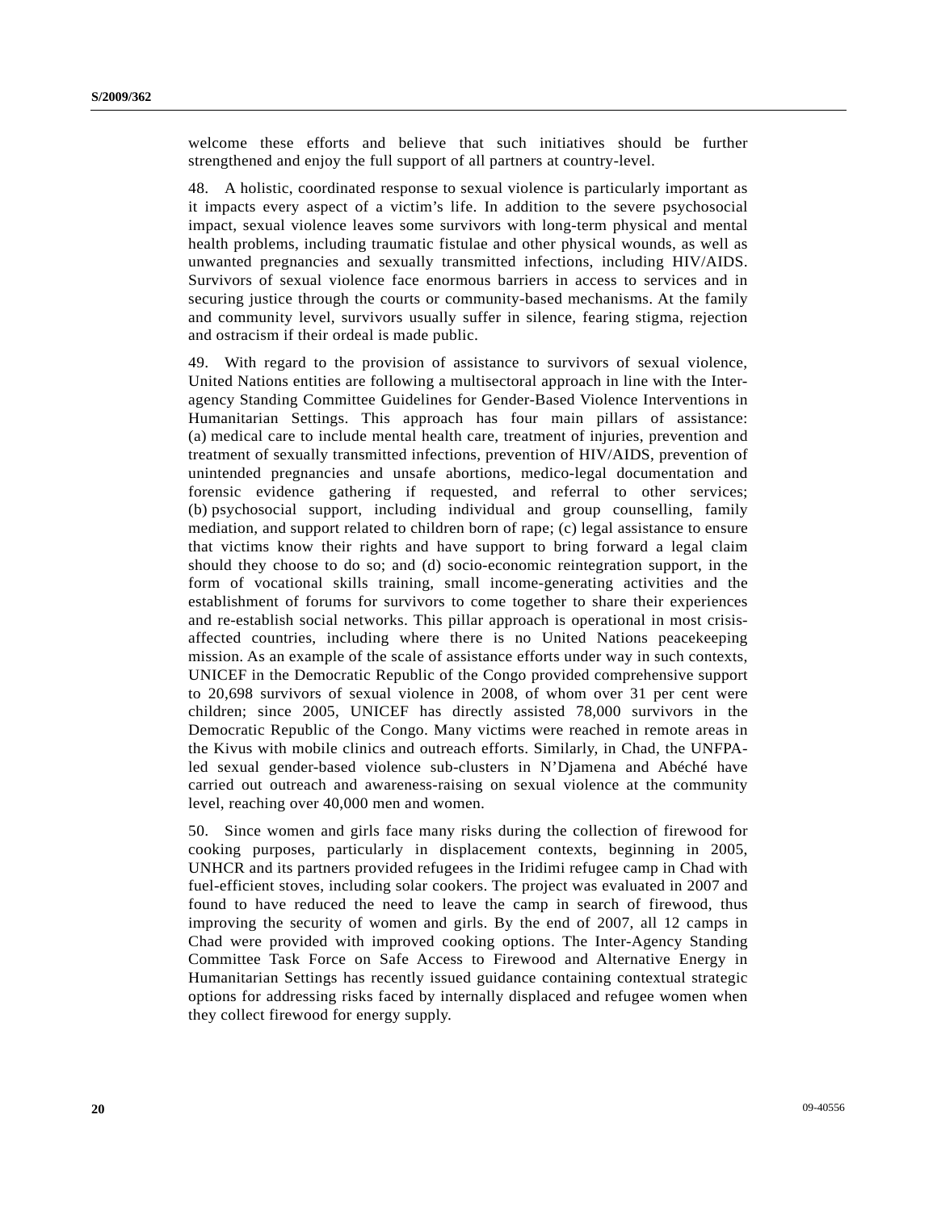welcome these efforts and believe that such initiatives should be further strengthened and enjoy the full support of all partners at country-level.

48. A holistic, coordinated response to sexual violence is particularly important as it impacts every aspect of a victim's life. In addition to the severe psychosocial impact, sexual violence leaves some survivors with long-term physical and mental health problems, including traumatic fistulae and other physical wounds, as well as unwanted pregnancies and sexually transmitted infections, including HIV/AIDS. Survivors of sexual violence face enormous barriers in access to services and in securing justice through the courts or community-based mechanisms. At the family and community level, survivors usually suffer in silence, fearing stigma, rejection and ostracism if their ordeal is made public.

49. With regard to the provision of assistance to survivors of sexual violence, United Nations entities are following a multisectoral approach in line with the Inter-agency Standing Committee Guidelines for Gender-Based Violence Interventions in Humanitarian Settings. This approach has four main pillars of assistance: (a) medical care to include mental health care, treatment of injuries, prevention and treatment of sexually transmitted infections, prevention of HIV/AIDS, prevention of unintended pregnancies and unsafe abortions, medico-legal documentation and forensic evidence gathering if requested, and referral to other services; (b) psychosocial support, including individual and group counselling, family mediation, and support related to children born of rape; (c) legal assistance to ensure that victims know their rights and have support to bring forward a legal claim should they choose to do so; and (d) socio-economic reintegration support, in the form of vocational skills training, small income-generating activities and the establishment of forums for survivors to come together to share their experiences and re-establish social networks. This pillar approach is operational in most crisis-affected countries, including where there is no United Nations peacekeeping mission. As an example of the scale of assistance efforts under way in such contexts, UNICEF in the Democratic Republic of the Congo provided comprehensive support to 20,698 survivors of sexual violence in 2008, of whom over 31 per cent were children; since 2005, UNICEF has directly assisted 78,000 survivors in the Democratic Republic of the Congo. Many victims were reached in remote areas in the Kivus with mobile clinics and outreach efforts. Similarly, in Chad, the UNFPA-led sexual gender-based violence sub-clusters in N'Djamena and Abéché have carried out outreach and awareness-raising on sexual violence at the community level, reaching over 40,000 men and women.

50. Since women and girls face many risks during the collection of firewood for cooking purposes, particularly in displacement contexts, beginning in 2005, UNHCR and its partners provided refugees in the Iridimi refugee camp in Chad with fuel-efficient stoves, including solar cookers. The project was evaluated in 2007 and found to have reduced the need to leave the camp in search of firewood, thus improving the security of women and girls. By the end of 2007, all 12 camps in Chad were provided with improved cooking options. The Inter-Agency Standing Committee Task Force on Safe Access to Firewood and Alternative Energy in Humanitarian Settings has recently issued guidance containing contextual strategic options for addressing risks faced by internally displaced and refugee women when they collect firewood for energy supply.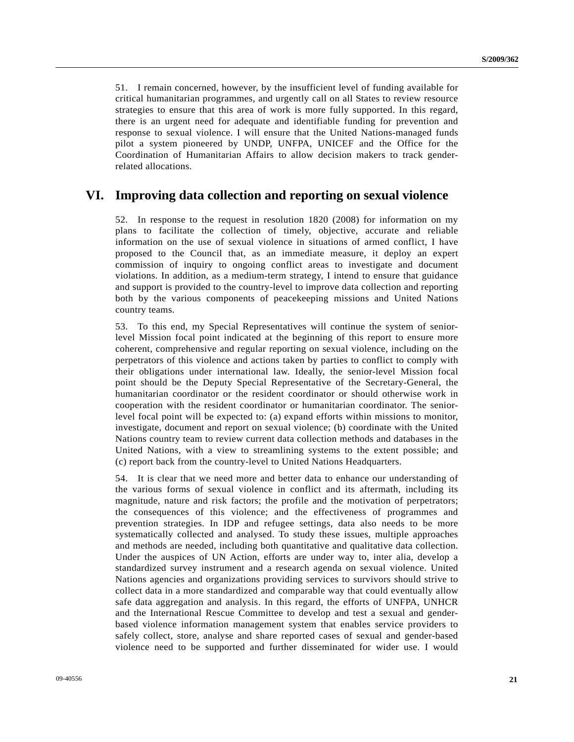51. I remain concerned, however, by the insufficient level of funding available for critical humanitarian programmes, and urgently call on all States to review resource strategies to ensure that this area of work is more fully supported. In this regard, there is an urgent need for adequate and identifiable funding for prevention and response to sexual violence. I will ensure that the United Nations-managed funds pilot a system pioneered by UNDP, UNFPA, UNICEF and the Office for the Coordination of Humanitarian Affairs to allow decision makers to track gender-related allocations.

## VI. Improving data collection and reporting on sexual violence

52. In response to the request in resolution 1820 (2008) for information on my plans to facilitate the collection of timely, objective, accurate and reliable information on the use of sexual violence in situations of armed conflict, I have proposed to the Council that, as an immediate measure, it deploy an expert commission of inquiry to ongoing conflict areas to investigate and document violations. In addition, as a medium-term strategy, I intend to ensure that guidance and support is provided to the country-level to improve data collection and reporting both by the various components of peacekeeping missions and United Nations country teams.

53. To this end, my Special Representatives will continue the system of senior-level Mission focal point indicated at the beginning of this report to ensure more coherent, comprehensive and regular reporting on sexual violence, including on the perpetrators of this violence and actions taken by parties to conflict to comply with their obligations under international law. Ideally, the senior-level Mission focal point should be the Deputy Special Representative of the Secretary-General, the humanitarian coordinator or the resident coordinator or should otherwise work in cooperation with the resident coordinator or humanitarian coordinator. The senior-level focal point will be expected to: (a) expand efforts within missions to monitor, investigate, document and report on sexual violence; (b) coordinate with the United Nations country team to review current data collection methods and databases in the United Nations, with a view to streamlining systems to the extent possible; and (c) report back from the country-level to United Nations Headquarters.

54. It is clear that we need more and better data to enhance our understanding of the various forms of sexual violence in conflict and its aftermath, including its magnitude, nature and risk factors; the profile and the motivation of perpetrators; the consequences of this violence; and the effectiveness of programmes and prevention strategies. In IDP and refugee settings, data also needs to be more systematically collected and analysed. To study these issues, multiple approaches and methods are needed, including both quantitative and qualitative data collection. Under the auspices of UN Action, efforts are under way to, inter alia, develop a standardized survey instrument and a research agenda on sexual violence. United Nations agencies and organizations providing services to survivors should strive to collect data in a more standardized and comparable way that could eventually allow safe data aggregation and analysis. In this regard, the efforts of UNFPA, UNHCR and the International Rescue Committee to develop and test a sexual and gender-based violence information management system that enables service providers to safely collect, store, analyse and share reported cases of sexual and gender-based violence need to be supported and further disseminated for wider use. I would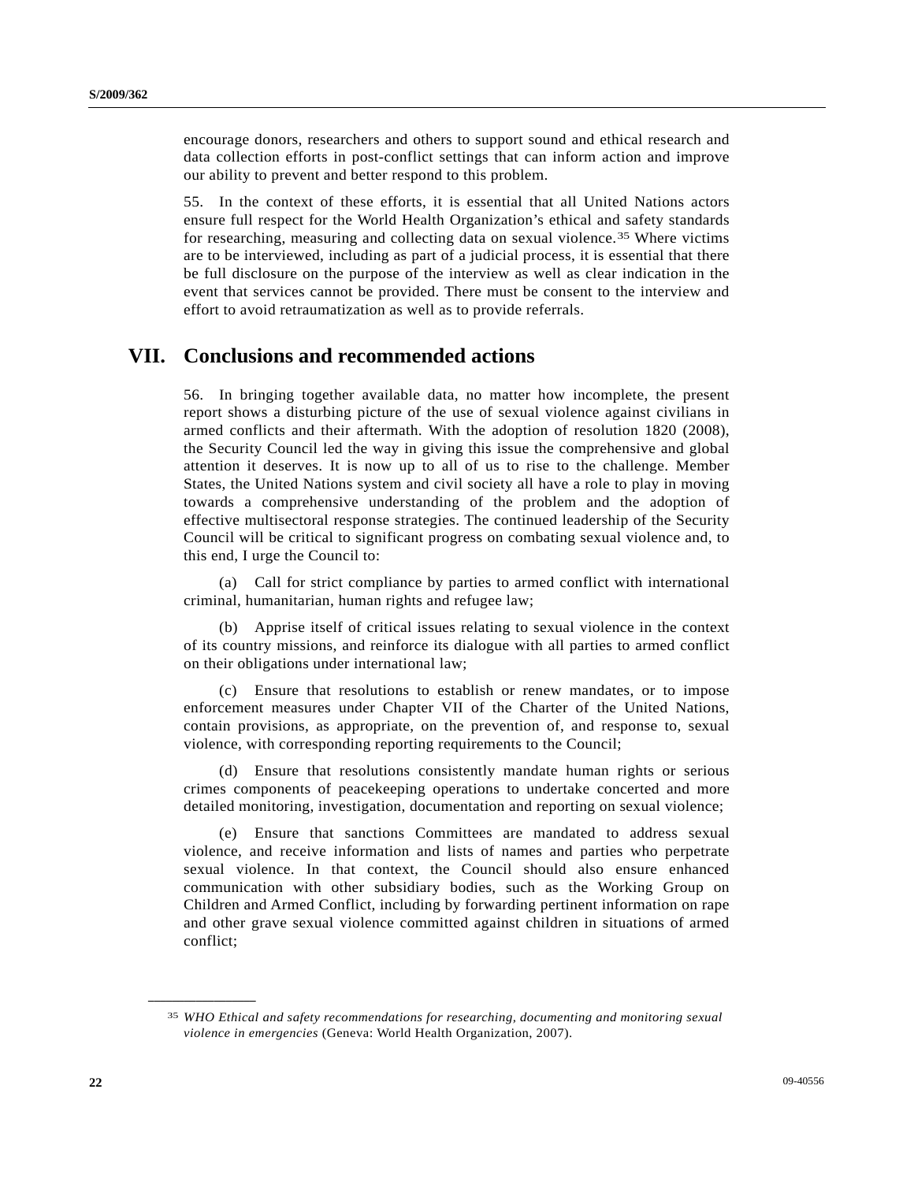encourage donors, researchers and others to support sound and ethical research and data collection efforts in post-conflict settings that can inform action and improve our ability to prevent and better respond to this problem.

55. In the context of these efforts, it is essential that all United Nations actors ensure full respect for the World Health Organization's ethical and safety standards for researching, measuring and collecting data on sexual violence.[35] Where victims are to be interviewed, including as part of a judicial process, it is essential that there be full disclosure on the purpose of the interview as well as clear indication in the event that services cannot be provided. There must be consent to the interview and effort to avoid retraumatization as well as to provide referrals.

# VII. Conclusions and recommended actions

56. In bringing together available data, no matter how incomplete, the present report shows a disturbing picture of the use of sexual violence against civilians in armed conflicts and their aftermath. With the adoption of resolution 1820 (2008), the Security Council led the way in giving this issue the comprehensive and global attention it deserves. It is now up to all of us to rise to the challenge. Member States, the United Nations system and civil society all have a role to play in moving towards a comprehensive understanding of the problem and the adoption of effective multisectoral response strategies. The continued leadership of the Security Council will be critical to significant progress on combating sexual violence and, to this end, I urge the Council to:

(a) Call for strict compliance by parties to armed conflict with international criminal, humanitarian, human rights and refugee law;

(b) Apprise itself of critical issues relating to sexual violence in the context of its country missions, and reinforce its dialogue with all parties to armed conflict on their obligations under international law;

(c) Ensure that resolutions to establish or renew mandates, or to impose enforcement measures under Chapter VII of the Charter of the United Nations, contain provisions, as appropriate, on the prevention of, and response to, sexual violence, with corresponding reporting requirements to the Council;

(d) Ensure that resolutions consistently mandate human rights or serious crimes components of peacekeeping operations to undertake concerted and more detailed monitoring, investigation, documentation and reporting on sexual violence;

(e) Ensure that sanctions Committees are mandated to address sexual violence, and receive information and lists of names and parties who perpetrate sexual violence. In that context, the Council should also ensure enhanced communication with other subsidiary bodies, such as the Working Group on Children and Armed Conflict, including by forwarding pertinent information on rape and other grave sexual violence committed against children in situations of armed conflict;

---

[35] *WHO Ethical and safety recommendations for researching, documenting and monitoring sexual violence in emergencies* (Geneva: World Health Organization, 2007).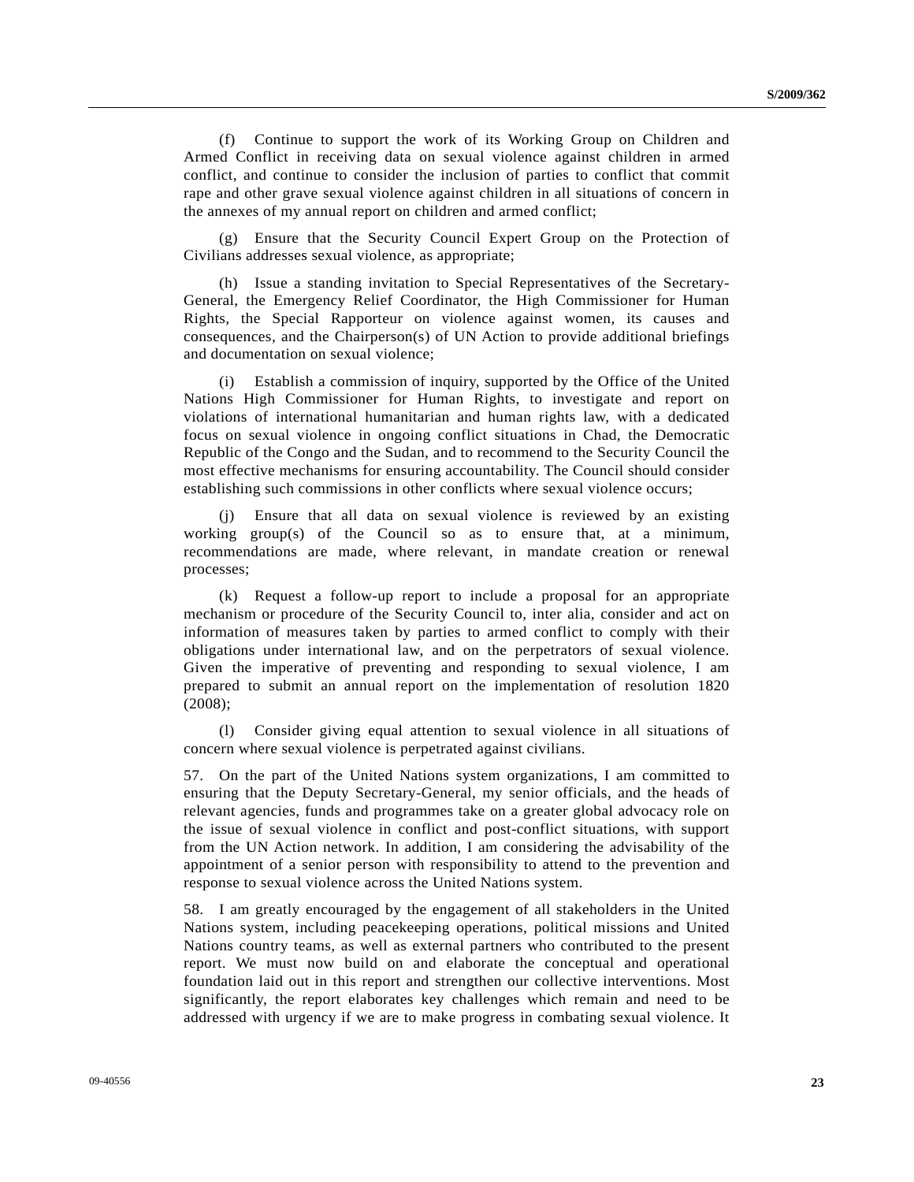(f) Continue to support the work of its Working Group on Children and Armed Conflict in receiving data on sexual violence against children in armed conflict, and continue to consider the inclusion of parties to conflict that commit rape and other grave sexual violence against children in all situations of concern in the annexes of my annual report on children and armed conflict;

(g) Ensure that the Security Council Expert Group on the Protection of Civilians addresses sexual violence, as appropriate;

(h) Issue a standing invitation to Special Representatives of the Secretary-General, the Emergency Relief Coordinator, the High Commissioner for Human Rights, the Special Rapporteur on violence against women, its causes and consequences, and the Chairperson(s) of UN Action to provide additional briefings and documentation on sexual violence;

(i) Establish a commission of inquiry, supported by the Office of the United Nations High Commissioner for Human Rights, to investigate and report on violations of international humanitarian and human rights law, with a dedicated focus on sexual violence in ongoing conflict situations in Chad, the Democratic Republic of the Congo and the Sudan, and to recommend to the Security Council the most effective mechanisms for ensuring accountability. The Council should consider establishing such commissions in other conflicts where sexual violence occurs;

(j) Ensure that all data on sexual violence is reviewed by an existing working group(s) of the Council so as to ensure that, at a minimum, recommendations are made, where relevant, in mandate creation or renewal processes;

(k) Request a follow-up report to include a proposal for an appropriate mechanism or procedure of the Security Council to, inter alia, consider and act on information of measures taken by parties to armed conflict to comply with their obligations under international law, and on the perpetrators of sexual violence. Given the imperative of preventing and responding to sexual violence, I am prepared to submit an annual report on the implementation of resolution 1820 (2008);

(l) Consider giving equal attention to sexual violence in all situations of concern where sexual violence is perpetrated against civilians.

57. On the part of the United Nations system organizations, I am committed to ensuring that the Deputy Secretary-General, my senior officials, and the heads of relevant agencies, funds and programmes take on a greater global advocacy role on the issue of sexual violence in conflict and post-conflict situations, with support from the UN Action network. In addition, I am considering the advisability of the appointment of a senior person with responsibility to attend to the prevention and response to sexual violence across the United Nations system.

58. I am greatly encouraged by the engagement of all stakeholders in the United Nations system, including peacekeeping operations, political missions and United Nations country teams, as well as external partners who contributed to the present report. We must now build on and elaborate the conceptual and operational foundation laid out in this report and strengthen our collective interventions. Most significantly, the report elaborates key challenges which remain and need to be addressed with urgency if we are to make progress in combating sexual violence. It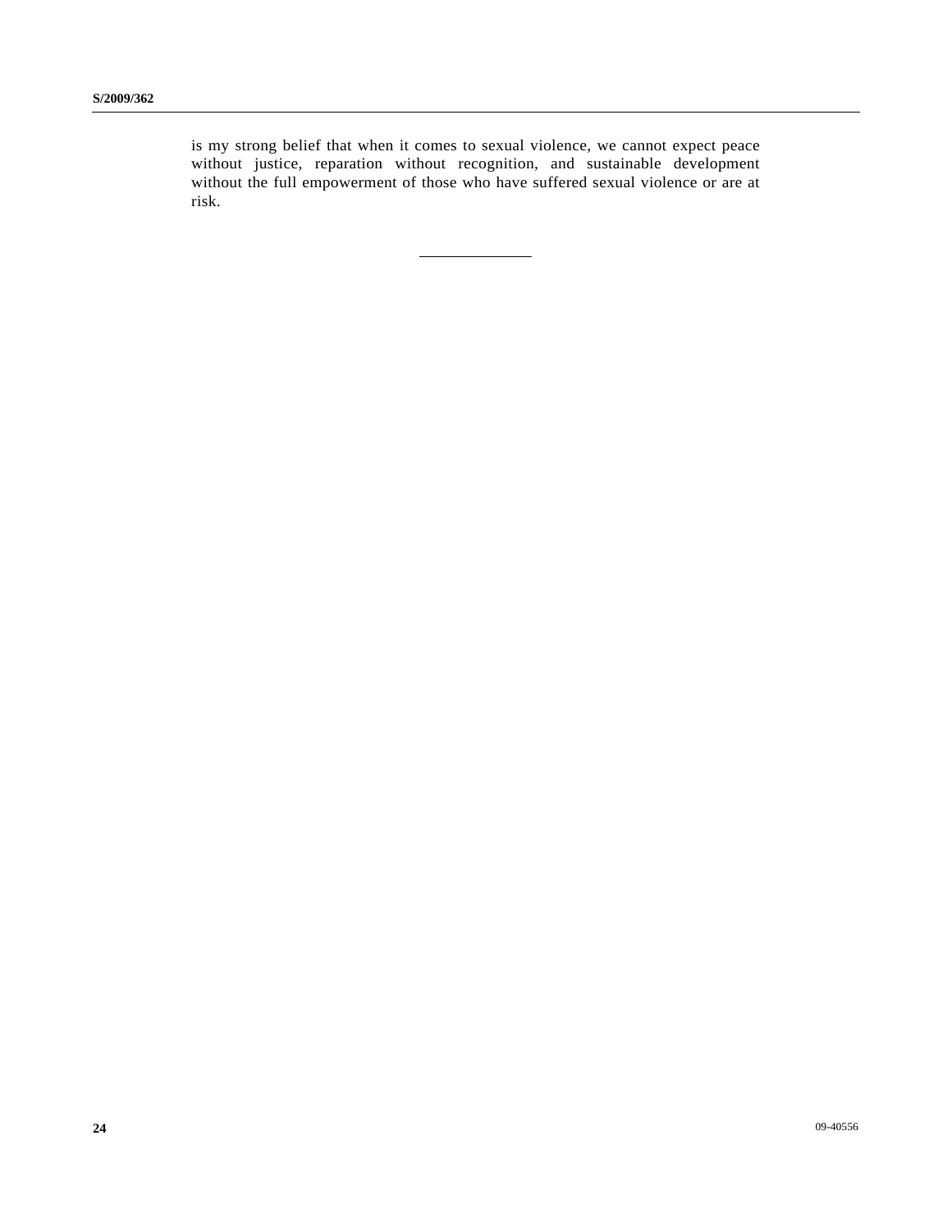is my strong belief that when it comes to sexual violence, we cannot expect peace without justice, reparation without recognition, and sustainable development without the full empowerment of those who have suffered sexual violence or are at risk.